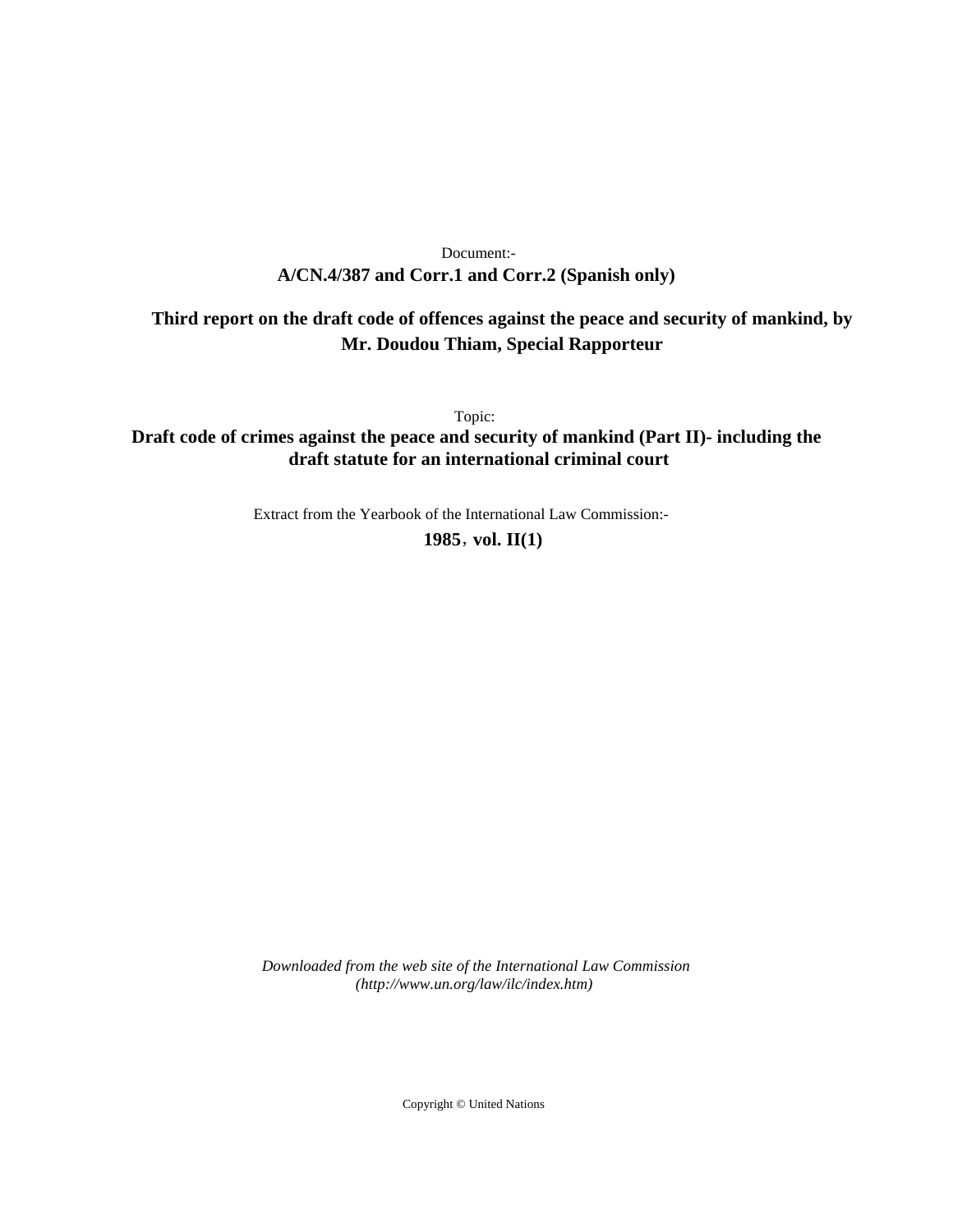Document:-

**A/CN.4/387 and Corr.1 and Corr.2 (Spanish only)**

**Third report on the draft code of offences against the peace and security of mankind, by Mr. Doudou Thiam, Special Rapporteur**

Topic:

**Draft code of crimes against the peace and security of mankind (Part II)- including the draft statute for an international criminal court**

Extract from the Yearbook of the International Law Commission:-

**1985, vol. II(1)**

*Downloaded from the web site of the International Law Commission (http://www.un.org/law/ilc/index.htm)*

Copyright © United Nations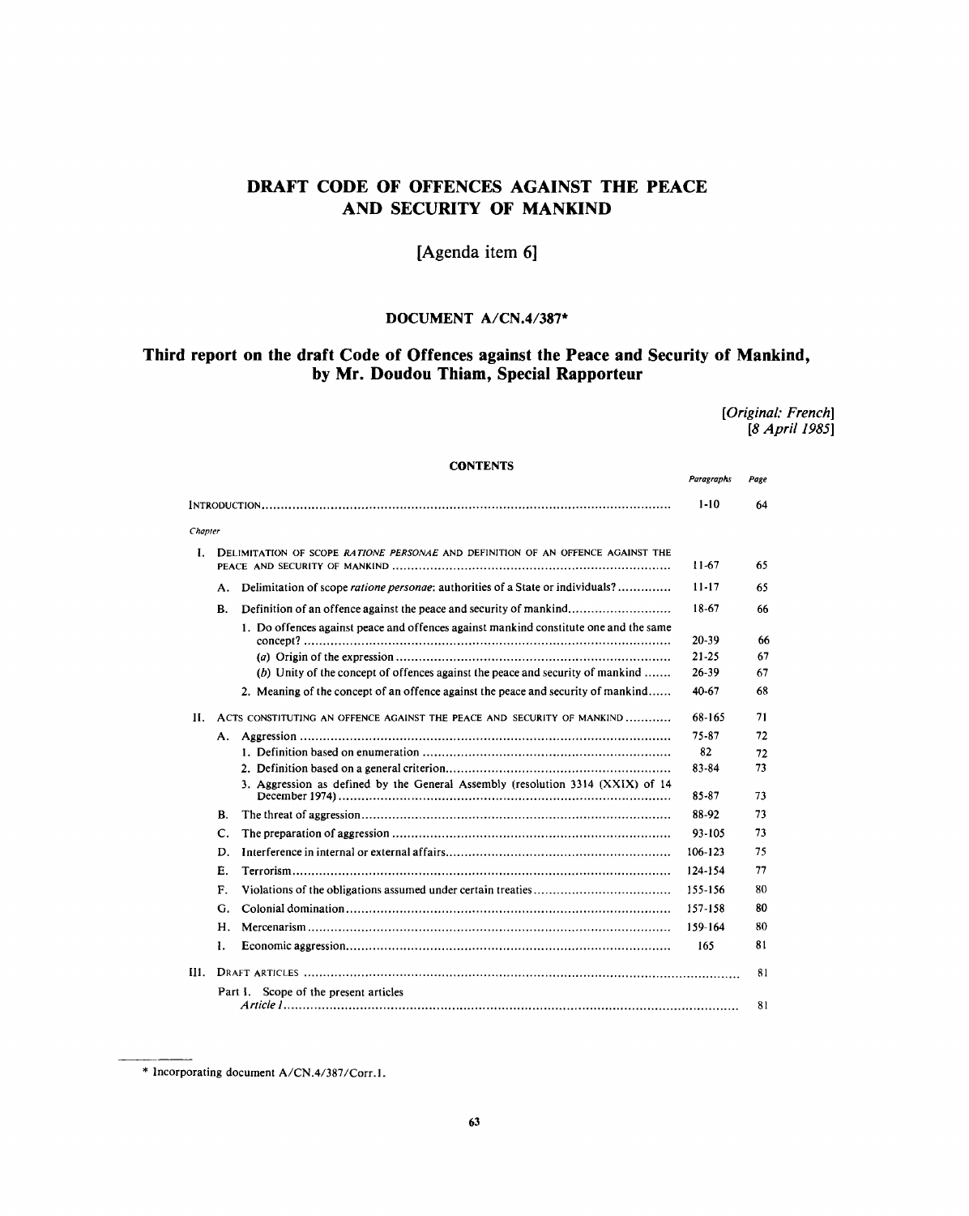# DRAFT CODE OF OFFENCES AGAINST THE PEACE AND SECURITY OF MANKIND

## [Agenda item 6]

### DOCUMENT A/CN.4/387*

## Third report on the draft Code of Offences against the Peace and Security of Mankind, by Mr. Doudou Thiam, Special Rapporteur

*[Original: French]*
*[8 April 1985]*

### CONTENTS

| | | *Paragraphs* | *Page* |
|---|---|---|---|
| INTRODUCTION | | 1-10 | 64 |
| *Chapter* | | | |
| I. | DELIMITATION OF SCOPE *RATIONE PERSONAE* AND DEFINITION OF AN OFFENCE AGAINST THE PEACE AND SECURITY OF MANKIND | 11-67 | 65 |
| | A. Delimitation of scope *ratione personae*: authorities of a State or individuals? | 11-17 | 65 |
| | B. Definition of an offence against the peace and security of mankind | 18-67 | 66 |
| | 1. Do offences against peace and offences against mankind constitute one and the same concept? | 20-39 | 66 |
| | (*a*) Origin of the expression | 21-25 | 67 |
| | (*b*) Unity of the concept of offences against the peace and security of mankind | 26-39 | 67 |
| | 2. Meaning of the concept of an offence against the peace and security of mankind | 40-67 | 68 |
| II. | ACTS CONSTITUTING AN OFFENCE AGAINST THE PEACE AND SECURITY OF MANKIND | 68-165 | 71 |
| | A. Aggression | 75-87 | 72 |
| | 1. Definition based on enumeration | 82 | 72 |
| | 2. Definition based on a general criterion | 83-84 | 73 |
| | 3. Aggression as defined by the General Assembly (resolution 3314 (XXIX) of 14 December 1974) | 85-87 | 73 |
| | B. The threat of aggression | 88-92 | 73 |
| | C. The preparation of aggression | 93-105 | 73 |
| | D. Interference in internal or external affairs | 106-123 | 75 |
| | E. Terrorism | 124-154 | 77 |
| | F. Violations of the obligations assumed under certain treaties | 155-156 | 80 |
| | G. Colonial domination | 157-158 | 80 |
| | H. Mercenarism | 159-164 | 80 |
| | I. Economic aggression | 165 | 81 |
| III. | DRAFT ARTICLES | | 81 |
| | Part I. Scope of the present articles *Article 1* | | 81 |

\* Incorporating document A/CN.4/387/Corr.1.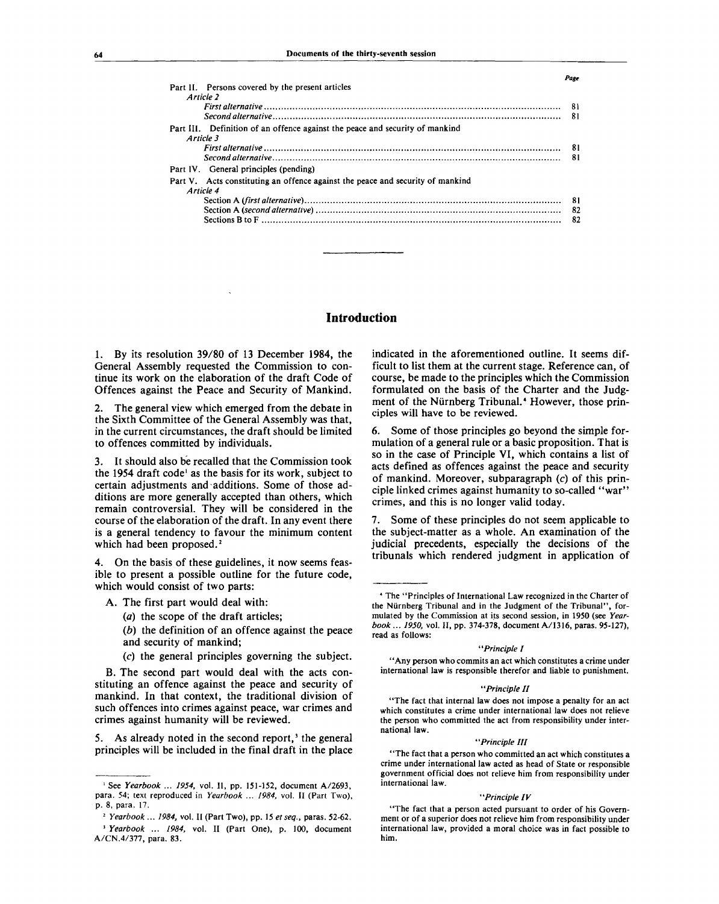| | Page |
|---|---|
| Part II. Persons covered by the present articles | |
| *Article 2* | |
| *First alternative* | 81 |
| *Second alternative* | 81 |
| Part III. Definition of an offence against the peace and security of mankind | |
| *Article 3* | |
| *First alternative* | 81 |
| *Second alternative* | 81 |
| Part IV. General principles (pending) | |
| Part V. Acts constituting an offence against the peace and security of mankind | |
| *Article 4* | |
| Section A (*first alternative*) | 81 |
| Section A (*second alternative*) | 82 |
| Sections B to F | 82 |

---

## Introduction

1. By its resolution 39/80 of 13 December 1984, the General Assembly requested the Commission to continue its work on the elaboration of the draft Code of Offences against the Peace and Security of Mankind.

2. The general view which emerged from the debate in the Sixth Committee of the General Assembly was that, in the current circumstances, the draft should be limited to offences committed by individuals.

3. It should also be recalled that the Commission took the 1954 draft code[1] as the basis for its work, subject to certain adjustments and additions. Some of those additions are more generally accepted than others, which remain controversial. They will be considered in the course of the elaboration of the draft. In any event there is a general tendency to favour the minimum content which had been proposed.[2]

4. On the basis of these guidelines, it now seems feasible to present a possible outline for the future code, which would consist of two parts:

A. The first part would deal with:

(*a*) the scope of the draft articles;

(*b*) the definition of an offence against the peace and security of mankind;

(*c*) the general principles governing the subject.

B. The second part would deal with the acts constituting an offence against the peace and security of mankind. In that context, the traditional division of such offences into crimes against peace, war crimes and crimes against humanity will be reviewed.

5. As already noted in the second report,[3] the general principles will be included in the final draft in the place indicated in the aforementioned outline. It seems difficult to list them at the current stage. Reference can, of course, be made to the principles which the Commission formulated on the basis of the Charter and the Judgment of the Nürnberg Tribunal.[4] However, those principles will have to be reviewed.

6. Some of those principles go beyond the simple formulation of a general rule or a basic proposition. That is so in the case of Principle VI, which contains a list of acts defined as offences against the peace and security of mankind. Moreover, subparagraph (*c*) of this principle linked crimes against humanity to so-called "war" crimes, and this is no longer valid today.

7. Some of these principles do not seem applicable to the subject-matter as a whole. An examination of the judicial precedents, especially the decisions of the tribunals which rendered judgment in application of

---

[1] See *Yearbook ... 1954*, vol. II, pp. 151-152, document A/2693, para. 54; text reproduced in *Yearbook ... 1984*, vol. II (Part Two), p. 8, para. 17.

[2] *Yearbook ... 1984*, vol. II (Part Two), pp. 15 *et seq.*, paras. 52-62.

[3] *Yearbook ... 1984*, vol. II (Part One), p. 100, document A/CN.4/377, para. 83.

[4] The "Principles of International Law recognized in the Charter of the Nürnberg Tribunal and in the Judgment of the Tribunal", formulated by the Commission at its second session, in 1950 (see *Yearbook ... 1950*, vol. II, pp. 374-378, document A/1316, paras. 95-127), read as follows:

*"Principle I*

"Any person who commits an act which constitutes a crime under international law is responsible therefor and liable to punishment.

*"Principle II*

"The fact that internal law does not impose a penalty for an act which constitutes a crime under international law does not relieve the person who committed the act from responsibility under international law.

*"Principle III*

"The fact that a person who committed an act which constitutes a crime under international law acted as head of State or responsible government official does not relieve him from responsibility under international law.

*"Principle IV*

"The fact that a person acted pursuant to order of his Government or of a superior does not relieve him from responsibility under international law, provided a moral choice was in fact possible to him.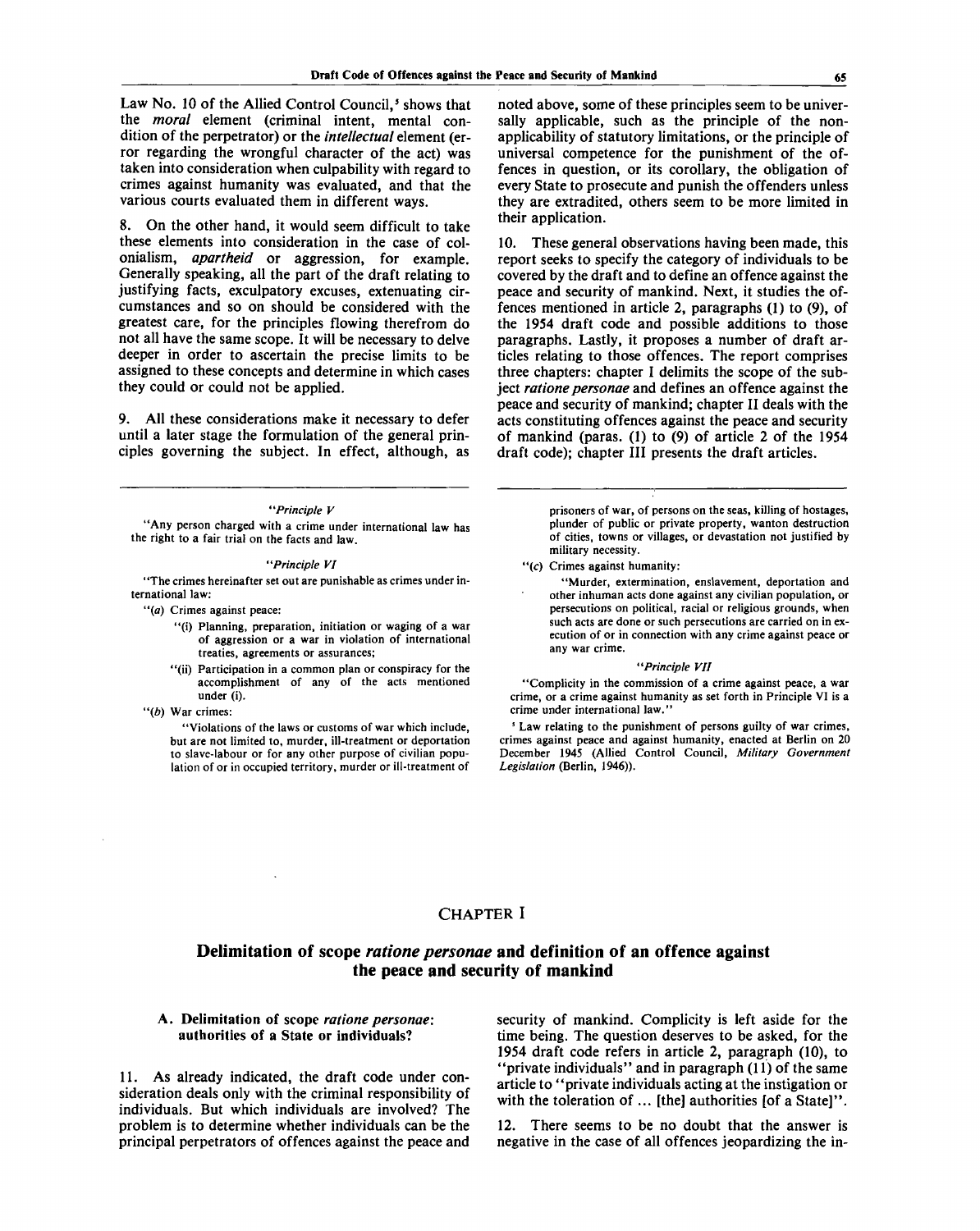Law No. 10 of the Allied Control Council,[5] shows that the *moral* element (criminal intent, mental condition of the perpetrator) or the *intellectual* element (error regarding the wrongful character of the act) was taken into consideration when culpability with regard to crimes against humanity was evaluated, and that the various courts evaluated them in different ways.

8. On the other hand, it would seem difficult to take these elements into consideration in the case of colonialism, *apartheid* or aggression, for example. Generally speaking, all the part of the draft relating to justifying facts, exculpatory excuses, extenuating circumstances and so on should be considered with the greatest care, for the principles flowing therefrom do not all have the same scope. It will be necessary to delve deeper in order to ascertain the precise limits to be assigned to these concepts and determine in which cases they could or could not be applied.

9. All these considerations make it necessary to defer until a later stage the formulation of the general principles governing the subject. In effect, although, as noted above, some of these principles seem to be universally applicable, such as the principle of the non-applicability of statutory limitations, or the principle of universal competence for the punishment of the offences in question, or its corollary, the obligation of every State to prosecute and punish the offenders unless they are extradited, others seem to be more limited in their application.

10. These general observations having been made, this report seeks to specify the category of individuals to be covered by the draft and to define an offence against the peace and security of mankind. Next, it studies the offences mentioned in article 2, paragraphs (1) to (9), of the 1954 draft code and possible additions to those paragraphs. Lastly, it proposes a number of draft articles relating to those offences. The report comprises three chapters: chapter I delimits the scope of the subject *ratione personae* and defines an offence against the peace and security of mankind; chapter II deals with the acts constituting offences against the peace and security of mankind (paras. (1) to (9) of article 2 of the 1954 draft code); chapter III presents the draft articles.

---

"*Principle V*

"Any person charged with a crime under international law has the right to a fair trial on the facts and law.

"*Principle VI*

"The crimes hereinafter set out are punishable as crimes under international law:

"(*a*) Crimes against peace:

"(i) Planning, preparation, initiation or waging of a war of aggression or a war in violation of international treaties, agreements or assurances;

"(ii) Participation in a common plan or conspiracy for the accomplishment of any of the acts mentioned under (i).

"(*b*) War crimes:

"Violations of the laws or customs of war which include, but are not limited to, murder, ill-treatment or deportation to slave-labour or for any other purpose of civilian population of or in occupied territory, murder or ill-treatment of prisoners of war, of persons on the seas, killing of hostages, plunder of public or private property, wanton destruction of cities, towns or villages, or devastation not justified by military necessity.

"(*c*) Crimes against humanity:

"Murder, extermination, enslavement, deportation and other inhuman acts done against any civilian population, or persecutions on political, racial or religious grounds, when such acts are done or such persecutions are carried on in execution of or in connection with any crime against peace or any war crime.

"*Principle VII*

"Complicity in the commission of a crime against peace, a war crime, or a crime against humanity as set forth in Principle VI is a crime under international law."

[5] Law relating to the punishment of persons guilty of war crimes, crimes against peace and against humanity, enacted at Berlin on 20 December 1945 (Allied Control Council, *Military Government Legislation* (Berlin, 1946)).

## CHAPTER I

## Delimitation of scope *ratione personae* and definition of an offence against the peace and security of mankind

### A. Delimitation of scope *ratione personae*: authorities of a State or individuals?

11. As already indicated, the draft code under consideration deals only with the criminal responsibility of individuals. But which individuals are involved? The problem is to determine whether individuals can be the principal perpetrators of offences against the peace and security of mankind. Complicity is left aside for the time being. The question deserves to be asked, for the 1954 draft code refers in article 2, paragraph (10), to "private individuals" and in paragraph (11) of the same article to "private individuals acting at the instigation or with the toleration of ... [the] authorities [of a State]".

12. There seems to be no doubt that the answer is negative in the case of all offences jeopardizing the in-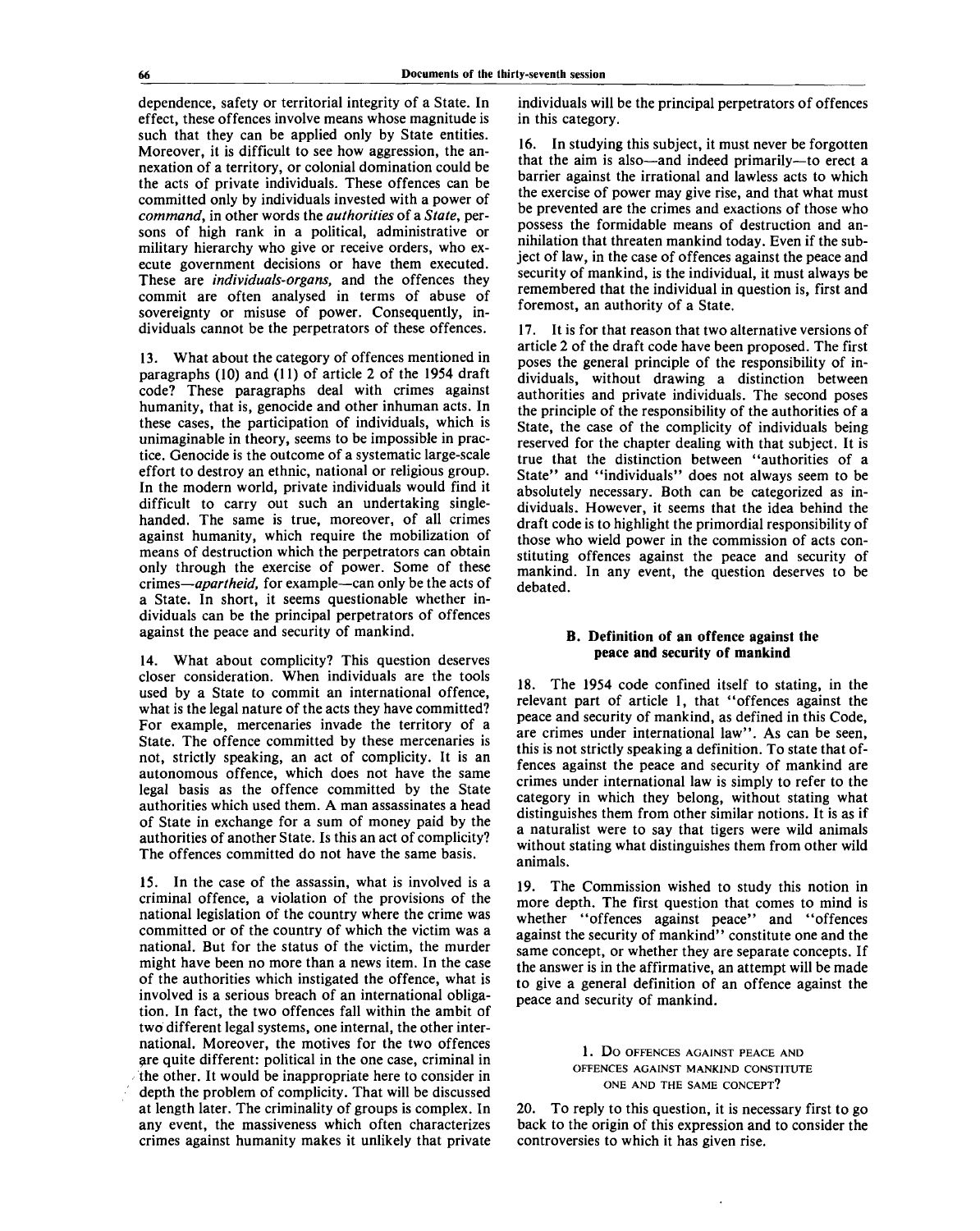dependence, safety or territorial integrity of a State. In effect, these offences involve means whose magnitude is such that they can be applied only by State entities. Moreover, it is difficult to see how aggression, the annexation of a territory, or colonial domination could be the acts of private individuals. These offences can be committed only by individuals invested with a power of *command*, in other words the *authorities* of a *State*, persons of high rank in a political, administrative or military hierarchy who give or receive orders, who execute government decisions or have them executed. These are *individuals-organs*, and the offences they commit are often analysed in terms of abuse of sovereignty or misuse of power. Consequently, individuals cannot be the perpetrators of these offences.

13. What about the category of offences mentioned in paragraphs (10) and (11) of article 2 of the 1954 draft code? These paragraphs deal with crimes against humanity, that is, genocide and other inhuman acts. In these cases, the participation of individuals, which is unimaginable in theory, seems to be impossible in practice. Genocide is the outcome of a systematic large-scale effort to destroy an ethnic, national or religious group. In the modern world, private individuals would find it difficult to carry out such an undertaking single-handed. The same is true, moreover, of all crimes against humanity, which require the mobilization of means of destruction which the perpetrators can obtain only through the exercise of power. Some of these crimes—*apartheid*, for example—can only be the acts of a State. In short, it seems questionable whether individuals can be the principal perpetrators of offences against the peace and security of mankind.

14. What about complicity? This question deserves closer consideration. When individuals are the tools used by a State to commit an international offence, what is the legal nature of the acts they have committed? For example, mercenaries invade the territory of a State. The offence committed by these mercenaries is not, strictly speaking, an act of complicity. It is an autonomous offence, which does not have the same legal basis as the offence committed by the State authorities which used them. A man assassinates a head of State in exchange for a sum of money paid by the authorities of another State. Is this an act of complicity? The offences committed do not have the same basis.

15. In the case of the assassin, what is involved is a criminal offence, a violation of the provisions of the national legislation of the country where the crime was committed or of the country of which the victim was a national. But for the status of the victim, the murder might have been no more than a news item. In the case of the authorities which instigated the offence, what is involved is a serious breach of an international obligation. In fact, the two offences fall within the ambit of two different legal systems, one internal, the other international. Moreover, the motives for the two offences are quite different: political in the one case, criminal in the other. It would be inappropriate here to consider in depth the problem of complicity. That will be discussed at length later. The criminality of groups is complex. In any event, the massiveness which often characterizes crimes against humanity makes it unlikely that private individuals will be the principal perpetrators of offences in this category.

16. In studying this subject, it must never be forgotten that the aim is also—and indeed primarily—to erect a barrier against the irrational and lawless acts to which the exercise of power may give rise, and that what must be prevented are the crimes and exactions of those who possess the formidable means of destruction and annihilation that threaten mankind today. Even if the subject of law, in the case of offences against the peace and security of mankind, is the individual, it must always be remembered that the individual in question is, first and foremost, an authority of a State.

17. It is for that reason that two alternative versions of article 2 of the draft code have been proposed. The first poses the general principle of the responsibility of individuals, without drawing a distinction between authorities and private individuals. The second poses the principle of the responsibility of the authorities of a State, the case of the complicity of individuals being reserved for the chapter dealing with that subject. It is true that the distinction between "authorities of a State" and "individuals" does not always seem to be absolutely necessary. Both can be categorized as individuals. However, it seems that the idea behind the draft code is to highlight the primordial responsibility of those who wield power in the commission of acts constituting offences against the peace and security of mankind. In any event, the question deserves to be debated.

## B. Definition of an offence against the peace and security of mankind

18. The 1954 code confined itself to stating, in the relevant part of article 1, that "offences against the peace and security of mankind, as defined in this Code, are crimes under international law". As can be seen, this is not strictly speaking a definition. To state that offences against the peace and security of mankind are crimes under international law is simply to refer to the category in which they belong, without stating what distinguishes them from other similar notions. It is as if a naturalist were to say that tigers were wild animals without stating what distinguishes them from other wild animals.

19. The Commission wished to study this notion in more depth. The first question that comes to mind is whether "offences against peace" and "offences against the security of mankind" constitute one and the same concept, or whether they are separate concepts. If the answer is in the affirmative, an attempt will be made to give a general definition of an offence against the peace and security of mankind.

### 1. Do offences against peace and offences against mankind constitute one and the same concept?

20. To reply to this question, it is necessary first to go back to the origin of this expression and to consider the controversies to which it has given rise.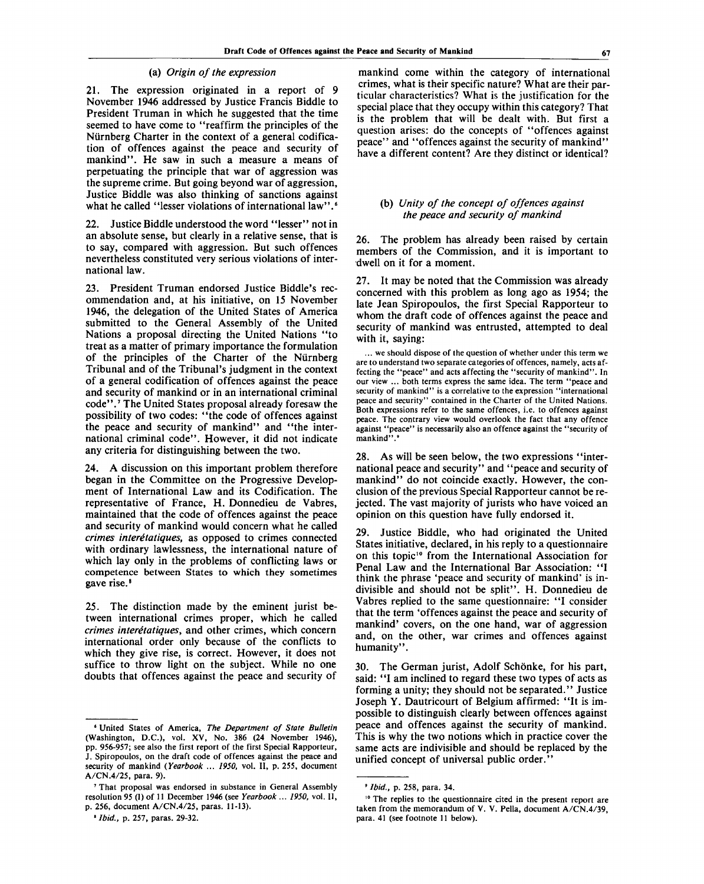### (a) *Origin of the expression*

21. The expression originated in a report of 9 November 1946 addressed by Justice Francis Biddle to President Truman in which he suggested that the time seemed to have come to "reaffirm the principles of the Nürnberg Charter in the context of a general codification of offences against the peace and security of mankind". He saw in such a measure a means of perpetuating the principle that war of aggression was the supreme crime. But going beyond war of aggression, Justice Biddle was also thinking of sanctions against what he called "lesser violations of international law".[6]

22. Justice Biddle understood the word "lesser" not in an absolute sense, but clearly in a relative sense, that is to say, compared with aggression. But such offences nevertheless constituted very serious violations of international law.

23. President Truman endorsed Justice Biddle's recommendation and, at his initiative, on 15 November 1946, the delegation of the United States of America submitted to the General Assembly of the United Nations a proposal directing the United Nations "to treat as a matter of primary importance the formulation of the principles of the Charter of the Nürnberg Tribunal and of the Tribunal's judgment in the context of a general codification of offences against the peace and security of mankind or in an international criminal code".[7] The United States proposal already foresaw the possibility of two codes: "the code of offences against the peace and security of mankind" and "the international criminal code". However, it did not indicate any criteria for distinguishing between the two.

24. A discussion on this important problem therefore began in the Committee on the Progressive Development of International Law and its Codification. The representative of France, H. Donnedieu de Vabres, maintained that the code of offences against the peace and security of mankind would concern what he called *crimes interétatiques*, as opposed to crimes connected with ordinary lawlessness, the international nature of which lay only in the problems of conflicting laws or competence between States to which they sometimes gave rise.[8]

25. The distinction made by the eminent jurist between international crimes proper, which he called *crimes interétatiques*, and other crimes, which concern international order only because of the conflicts to which they give rise, is correct. However, it does not suffice to throw light on the subject. While no one doubts that offences against the peace and security of mankind come within the category of international crimes, what is their specific nature? What are their particular characteristics? What is the justification for the special place that they occupy within this category? That is the problem that will be dealt with. But first a question arises: do the concepts of "offences against peace" and "offences against the security of mankind" have a different content? Are they distinct or identical?

### (b) *Unity of the concept of offences against the peace and security of mankind*

26. The problem has already been raised by certain members of the Commission, and it is important to dwell on it for a moment.

27. It may be noted that the Commission was already concerned with this problem as long ago as 1954; the late Jean Spiropoulos, the first Special Rapporteur to whom the draft code of offences against the peace and security of mankind was entrusted, attempted to deal with it, saying:

> ... we should dispose of the question of whether under this term we are to understand two separate categories of offences, namely, acts affecting the "peace" and acts affecting the "security of mankind". In our view ... both terms express the same idea. The term "peace and security of mankind" is a correlative to the expression "international peace and security" contained in the Charter of the United Nations. Both expressions refer to the same offences, i.e. to offences against peace. The contrary view would overlook the fact that any offence against "peace" is necessarily also an offence against the "security of mankind".[9]

28. As will be seen below, the two expressions "international peace and security" and "peace and security of mankind" do not coincide exactly. However, the conclusion of the previous Special Rapporteur cannot be rejected. The vast majority of jurists who have voiced an opinion on this question have fully endorsed it.

29. Justice Biddle, who had originated the United States initiative, declared, in his reply to a questionnaire on this topic[10] from the International Association for Penal Law and the International Bar Association: "I think the phrase 'peace and security of mankind' is indivisible and should not be split". H. Donnedieu de Vabres replied to the same questionnaire: "I consider that the term 'offences against the peace and security of mankind' covers, on the one hand, war of aggression and, on the other, war crimes and offences against humanity".

30. The German jurist, Adolf Schönke, for his part, said: "I am inclined to regard these two types of acts as forming a unity; they should not be separated." Justice Joseph Y. Dautricourt of Belgium affirmed: "It is impossible to distinguish clearly between offences against peace and offences against the security of mankind. This is why the two notions which in practice cover the same acts are indivisible and should be replaced by the unified concept of universal public order."

---

[6] United States of America, *The Department of State Bulletin* (Washington, D.C.), vol. XV, No. 386 (24 November 1946), pp. 956-957; see also the first report of the first Special Rapporteur, J. Spiropoulos, on the draft code of offences against the peace and security of mankind (*Yearbook ... 1950*, vol. II, p. 255, document A/CN.4/25, para. 9).

[7] That proposal was endorsed in substance in General Assembly resolution 95 (I) of 11 December 1946 (see *Yearbook ... 1950*, vol. II, p. 256, document A/CN.4/25, paras. 11-13).

[8] *Ibid.*, p. 257, paras. 29-32.

[9] *Ibid.*, p. 258, para. 34.

[10] The replies to the questionnaire cited in the present report are taken from the memorandum of V. V. Pella, document A/CN.4/39, para. 41 (see footnote 11 below).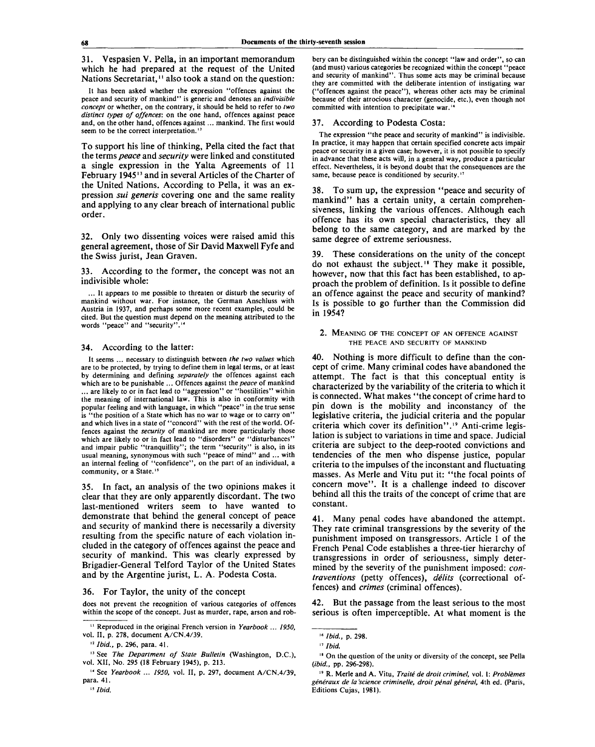31. Vespasien V. Pella, in an important memorandum which he had prepared at the request of the United Nations Secretariat,[11] also took a stand on the question:

> It has been asked whether the expression "offences against the peace and security of mankind" is generic and denotes an *indivisible concept* or whether, on the contrary, it should be held to refer to *two distinct types of offences*: on the one hand, offences against peace and, on the other hand, offences against ... mankind. The first would seem to be the correct interpretation.[12]

To support his line of thinking, Pella cited the fact that the terms *peace* and *security* were linked and constituted a single expression in the Yalta Agreements of 11 February 1945[13] and in several Articles of the Charter of the United Nations. According to Pella, it was an expression *sui generis* covering one and the same reality and applying to any clear breach of international public order.

32. Only two dissenting voices were raised amid this general agreement, those of Sir David Maxwell Fyfe and the Swiss jurist, Jean Graven.

33. According to the former, the concept was not an indivisible whole:

> ... It appears to me possible to threaten or disturb the security of mankind without war. For instance, the German Anschluss with Austria in 1937, and perhaps some more recent examples, could be cited. But the question must depend on the meaning attributed to the words "peace" and "security".[14]

34. According to the latter:

> It seems ... necessary to distinguish between *the two values* which are to be protected, by trying to define them in legal terms, or at least by determining and defining *separately* the offences against each which are to be punishable ... Offences against the *peace* of mankind ... are likely to or in fact lead to "aggression" or "hostilities" within the meaning of international law. This is also in conformity with popular feeling and with language, in which "peace" in the true sense is "the position of a State which has no war to wage or to carry on" and which lives in a state of "concord" with the rest of the world. Offences against the *security* of mankind are more particularly those which are likely to or in fact lead to "disorders" or "disturbances" and impair public "tranquillity"; the term "security" is also, in its usual meaning, synonymous with such "peace of mind" and ... with an internal feeling of "confidence", on the part of an individual, a community, or a State.[15]

35. In fact, an analysis of the two opinions makes it clear that they are only apparently discordant. The two last-mentioned writers seem to have wanted to demonstrate that behind the general concept of peace and security of mankind there is necessarily a diversity resulting from the specific nature of each violation included in the category of offences against the peace and security of mankind. This was clearly expressed by Brigadier-General Telford Taylor of the United States and by the Argentine jurist, L. A. Podesta Costa.

36. For Taylor, the unity of the concept

> does not prevent the recognition of various categories of offences within the scope of the concept. Just as murder, rape, arson and robbery can be distinguished within the concept "law and order", so can (and must) various categories be recognized within the concept "peace and security of mankind". Thus some acts may be criminal because they are committed with the deliberate intention of instigating war ("offences against the peace"), whereas other acts may be criminal because of their atrocious character (genocide, etc.), even though not committed with intention to precipitate war.[16]

37. According to Podesta Costa:

> The expression "the peace and security of mankind" is indivisible. In practice, it may happen that certain specified concrete acts impair peace or security in a given case; however, it is not possible to specify in advance that these acts will, in a general way, produce a particular effect. Nevertheless, it is beyond doubt that the consequences are the same, because peace is conditioned by security.[17]

38. To sum up, the expression "peace and security of mankind" has a certain unity, a certain comprehensiveness, linking the various offences. Although each offence has its own special characteristics, they all belong to the same category, and are marked by the same degree of extreme seriousness.

39. These considerations on the unity of the concept do not exhaust the subject.[18] They make it possible, however, now that this fact has been established, to approach the problem of definition. Is it possible to define an offence against the peace and security of mankind? Is is possible to go further than the Commission did in 1954?

### 2. Meaning of the concept of an offence against the peace and security of mankind

40. Nothing is more difficult to define than the concept of crime. Many criminal codes have abandoned the attempt. The fact is that this conceptual entity is characterized by the variability of the criteria to which it is connected. What makes "the concept of crime hard to pin down is the mobility and inconstancy of the legislative criteria, the judicial criteria and the popular criteria which cover its definition".[19] Anti-crime legislation is subject to variations in time and space. Judicial criteria are subject to the deep-rooted convictions and tendencies of the men who dispense justice, popular criteria to the impulses of the inconstant and fluctuating masses. As Merle and Vitu put it: "the focal points of concern move". It is a challenge indeed to discover behind all this the traits of the concept of crime that are constant.

41. Many penal codes have abandoned the attempt. They rate criminal transgressions by the severity of the punishment imposed on transgressors. Article 1 of the French Penal Code establishes a three-tier hierarchy of transgressions in order of seriousness, simply determined by the severity of the punishment imposed: *contraventions* (petty offences), *délits* (correctional offences) and *crimes* (criminal offences).

42. But the passage from the least serious to the most serious is often imperceptible. At what moment is the

---

[11] Reproduced in the original French version in *Yearbook ... 1950*, vol. II, p. 278, document A/CN.4/39.

[12] *Ibid.*, p. 296, para. 41.

[13] See *The Department of State Bulletin* (Washington, D.C.), vol. XII, No. 295 (18 February 1945), p. 213.

[14] See *Yearbook ... 1950*, vol. II, p. 297, document A/CN.4/39, para. 41.

[15] *Ibid.*

[16] *Ibid.*, p. 298.

[17] *Ibid.*

[18] On the question of the unity or diversity of the concept, see Pella (*ibid.*, pp. 296-298).

[19] R. Merle and A. Vitu, *Traité de droit criminel*, vol. I: *Problèmes généraux de la science criminelle, droit pénal général*, 4th ed. (Paris, Editions Cujas, 1981).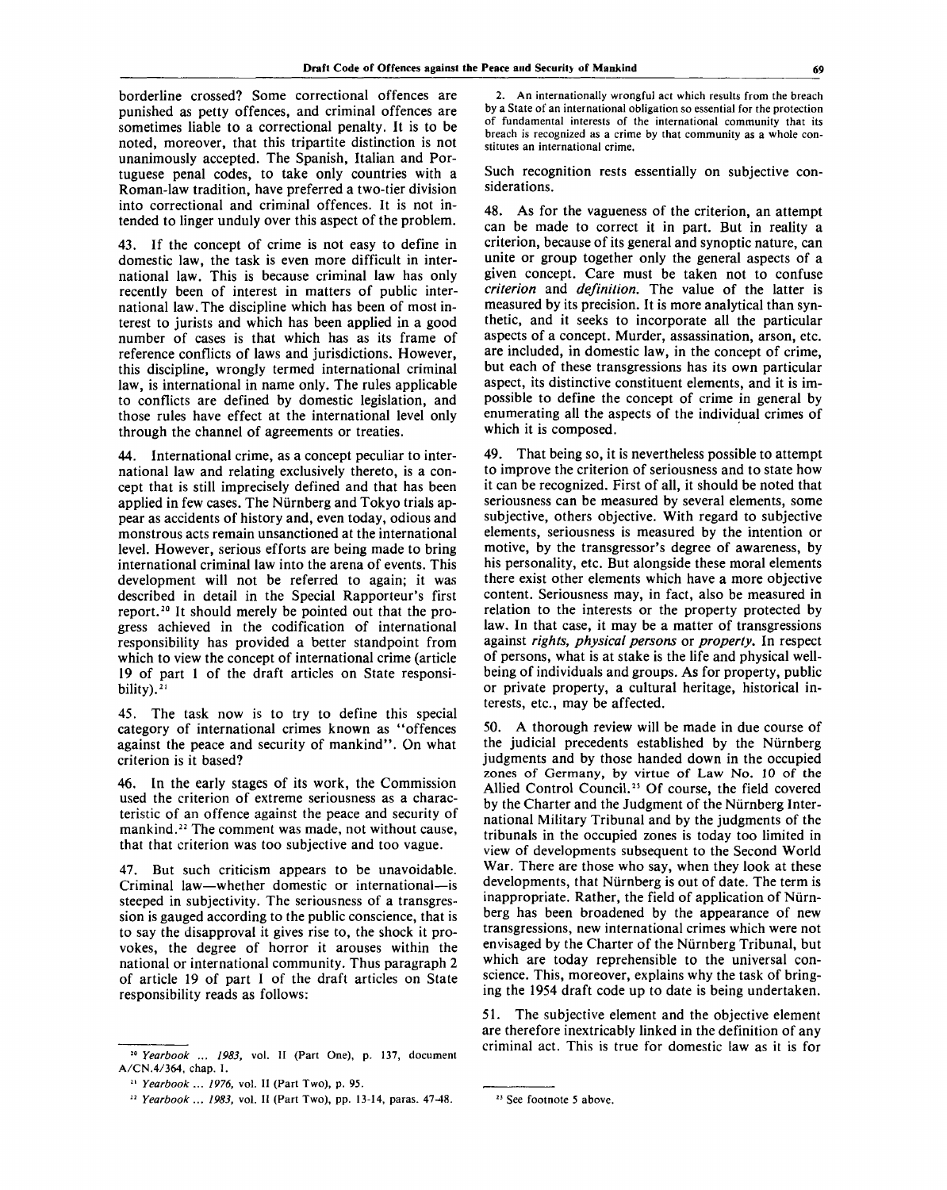borderline crossed? Some correctional offences are punished as petty offences, and criminal offences are sometimes liable to a correctional penalty. It is to be noted, moreover, that this tripartite distinction is not unanimously accepted. The Spanish, Italian and Portuguese penal codes, to take only countries with a Roman-law tradition, have preferred a two-tier division into correctional and criminal offences. It is not intended to linger unduly over this aspect of the problem.

43. If the concept of crime is not easy to define in domestic law, the task is even more difficult in international law. This is because criminal law has only recently been of interest in matters of public international law. The discipline which has been of most interest to jurists and which has been applied in a good number of cases is that which has as its frame of reference conflicts of laws and jurisdictions. However, this discipline, wrongly termed international criminal law, is international in name only. The rules applicable to conflicts are defined by domestic legislation, and those rules have effect at the international level only through the channel of agreements or treaties.

44. International crime, as a concept peculiar to international law and relating exclusively thereto, is a concept that is still imprecisely defined and that has been applied in few cases. The Nürnberg and Tokyo trials appear as accidents of history and, even today, odious and monstrous acts remain unsanctioned at the international level. However, serious efforts are being made to bring international criminal law into the arena of events. This development will not be referred to again; it was described in detail in the Special Rapporteur's first report.[20] It should merely be pointed out that the progress achieved in the codification of international responsibility has provided a better standpoint from which to view the concept of international crime (article 19 of part 1 of the draft articles on State responsibility).[21]

45. The task now is to try to define this special category of international crimes known as "offences against the peace and security of mankind". On what criterion is it based?

46. In the early stages of its work, the Commission used the criterion of extreme seriousness as a characteristic of an offence against the peace and security of mankind.[22] The comment was made, not without cause, that that criterion was too subjective and too vague.

47. But such criticism appears to be unavoidable. Criminal law—whether domestic or international—is steeped in subjectivity. The seriousness of a transgression is gauged according to the public conscience, that is to say the disapproval it gives rise to, the shock it provokes, the degree of horror it arouses within the national or international community. Thus paragraph 2 of article 19 of part 1 of the draft articles on State responsibility reads as follows:

2. An internationally wrongful act which results from the breach by a State of an international obligation so essential for the protection of fundamental interests of the international community that its breach is recognized as a crime by that community as a whole constitutes an international crime.

Such recognition rests essentially on subjective considerations.

48. As for the vagueness of the criterion, an attempt can be made to correct it in part. But in reality a criterion, because of its general and synoptic nature, can unite or group together only the general aspects of a given concept. Care must be taken not to confuse *criterion* and *definition*. The value of the latter is measured by its precision. It is more analytical than synthetic, and it seeks to incorporate all the particular aspects of a concept. Murder, assassination, arson, etc. are included, in domestic law, in the concept of crime, but each of these transgressions has its own particular aspect, its distinctive constituent elements, and it is impossible to define the concept of crime in general by enumerating all the aspects of the individual crimes of which it is composed.

49. That being so, it is nevertheless possible to attempt to improve the criterion of seriousness and to state how it can be recognized. First of all, it should be noted that seriousness can be measured by several elements, some subjective, others objective. With regard to subjective elements, seriousness is measured by the intention or motive, by the transgressor's degree of awareness, by his personality, etc. But alongside these moral elements there exist other elements which have a more objective content. Seriousness may, in fact, also be measured in relation to the interests or the property protected by law. In that case, it may be a matter of transgressions against *rights, physical persons* or *property*. In respect of persons, what is at stake is the life and physical well-being of individuals and groups. As for property, public or private property, a cultural heritage, historical interests, etc., may be affected.

50. A thorough review will be made in due course of the judicial precedents established by the Nürnberg judgments and by those handed down in the occupied zones of Germany, by virtue of Law No. 10 of the Allied Control Council.[23] Of course, the field covered by the Charter and the Judgment of the Nürnberg International Military Tribunal and by the judgments of the tribunals in the occupied zones is today too limited in view of developments subsequent to the Second World War. There are those who say, when they look at these developments, that Nürnberg is out of date. The term is inappropriate. Rather, the field of application of Nürnberg has been broadened by the appearance of new transgressions, new international crimes which were not envisaged by the Charter of the Nürnberg Tribunal, but which are today reprehensible to the universal conscience. This, moreover, explains why the task of bringing the 1954 draft code up to date is being undertaken.

51. The subjective element and the objective element are therefore inextricably linked in the definition of any criminal act. This is true for domestic law as it is for

[20] *Yearbook ... 1983*, vol. II (Part One), p. 137, document A/CN.4/364, chap. I.

[21] *Yearbook ... 1976*, vol. II (Part Two), p. 95.

[22] *Yearbook ... 1983*, vol. II (Part Two), pp. 13-14, paras. 47-48.

[23] See footnote 5 above.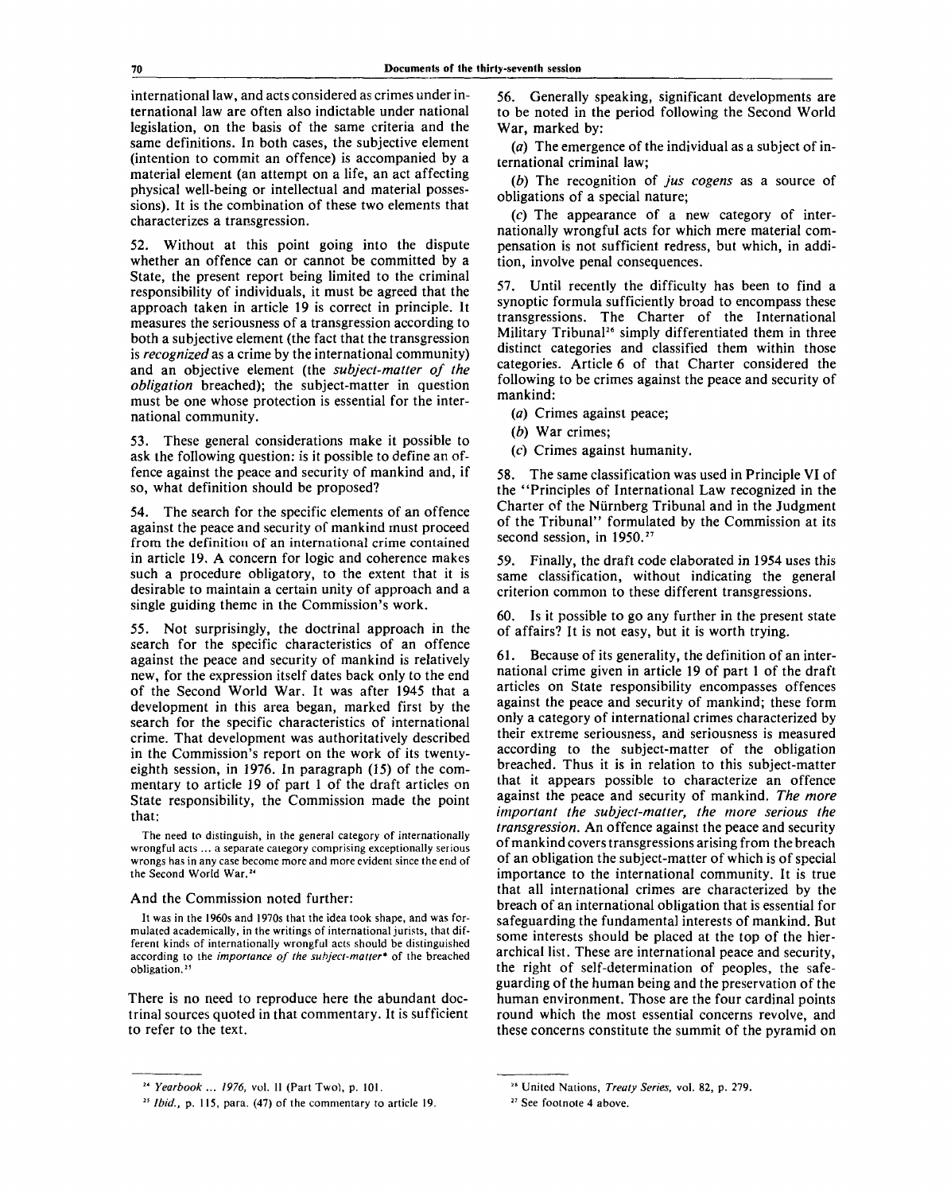international law, and acts considered as crimes under international law are often also indictable under national legislation, on the basis of the same criteria and the same definitions. In both cases, the subjective element (intention to commit an offence) is accompanied by a material element (an attempt on a life, an act affecting physical well-being or intellectual and material possessions). It is the combination of these two elements that characterizes a transgression.

52. Without at this point going into the dispute whether an offence can or cannot be committed by a State, the present report being limited to the criminal responsibility of individuals, it must be agreed that the approach taken in article 19 is correct in principle. It measures the seriousness of a transgression according to both a subjective element (the fact that the transgression is *recognized* as a crime by the international community) and an objective element (the *subject-matter of the obligation* breached); the subject-matter in question must be one whose protection is essential for the international community.

53. These general considerations make it possible to ask the following question: is it possible to define an offence against the peace and security of mankind and, if so, what definition should be proposed?

54. The search for the specific elements of an offence against the peace and security of mankind must proceed from the definition of an international crime contained in article 19. A concern for logic and coherence makes such a procedure obligatory, to the extent that it is desirable to maintain a certain unity of approach and a single guiding theme in the Commission's work.

55. Not surprisingly, the doctrinal approach in the search for the specific characteristics of an offence against the peace and security of mankind is relatively new, for the expression itself dates back only to the end of the Second World War. It was after 1945 that a development in this area began, marked first by the search for the specific characteristics of international crime. That development was authoritatively described in the Commission's report on the work of its twenty-eighth session, in 1976. In paragraph (15) of the commentary to article 19 of part 1 of the draft articles on State responsibility, the Commission made the point that:

> The need to distinguish, in the general category of internationally wrongful acts ... a separate category comprising exceptionally serious wrongs has in any case become more and more evident since the end of the Second World War.[24]

And the Commission noted further:

> It was in the 1960s and 1970s that the idea took shape, and was formulated academically, in the writings of international jurists, that different kinds of internationally wrongful acts should be distinguished according to the *importance of the subject-matter** of the breached obligation.[25]

There is no need to reproduce here the abundant doctrinal sources quoted in that commentary. It is sufficient to refer to the text.

56. Generally speaking, significant developments are to be noted in the period following the Second World War, marked by:

(*a*) The emergence of the individual as a subject of international criminal law;

(*b*) The recognition of *jus cogens* as a source of obligations of a special nature;

(*c*) The appearance of a new category of internationally wrongful acts for which mere material compensation is not sufficient redress, but which, in addition, involve penal consequences.

57. Until recently the difficulty has been to find a synoptic formula sufficiently broad to encompass these transgressions. The Charter of the International Military Tribunal[26] simply differentiated them in three distinct categories and classified them within those categories. Article 6 of that Charter considered the following to be crimes against the peace and security of mankind:

(*a*) Crimes against peace;

(*b*) War crimes;

(*c*) Crimes against humanity.

58. The same classification was used in Principle VI of the "Principles of International Law recognized in the Charter of the Nürnberg Tribunal and in the Judgment of the Tribunal" formulated by the Commission at its second session, in 1950.[27]

59. Finally, the draft code elaborated in 1954 uses this same classification, without indicating the general criterion common to these different transgressions.

60. Is it possible to go any further in the present state of affairs? It is not easy, but it is worth trying.

61. Because of its generality, the definition of an international crime given in article 19 of part 1 of the draft articles on State responsibility encompasses offences against the peace and security of mankind; these form only a category of international crimes characterized by their extreme seriousness, and seriousness is measured according to the subject-matter of the obligation breached. Thus it is in relation to this subject-matter that it appears possible to characterize an offence against the peace and security of mankind. *The more important the subject-matter, the more serious the transgression.* An offence against the peace and security of mankind covers transgressions arising from the breach of an obligation the subject-matter of which is of special importance to the international community. It is true that all international crimes are characterized by the breach of an international obligation that is essential for safeguarding the fundamental interests of mankind. But some interests should be placed at the top of the hierarchical list. These are international peace and security, the right of self-determination of peoples, the safeguarding of the human being and the preservation of the human environment. Those are the four cardinal points round which the most essential concerns revolve, and these concerns constitute the summit of the pyramid on

---

[24] *Yearbook ... 1976*, vol. II (Part Two), p. 101.

[25] *Ibid.*, p. 115, para. (47) of the commentary to article 19.

[26] United Nations, *Treaty Series*, vol. 82, p. 279.

[27] See footnote 4 above.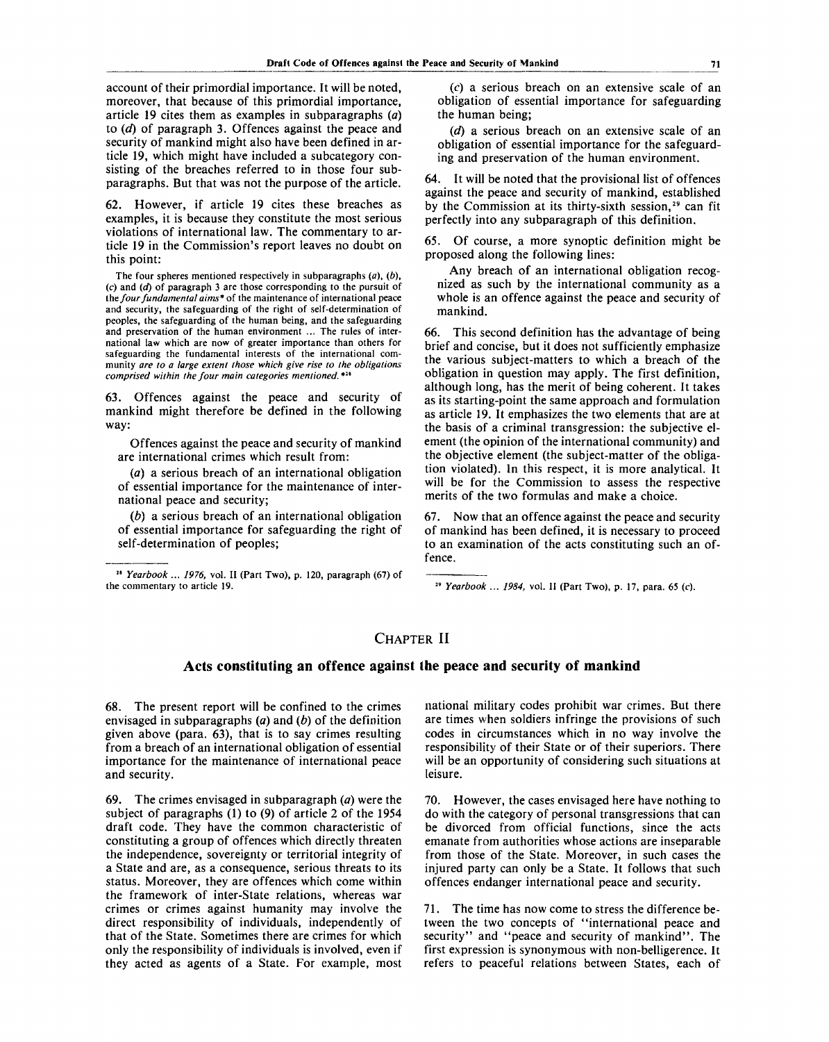account of their primordial importance. It will be noted, moreover, that because of this primordial importance, article 19 cites them as examples in subparagraphs (*a*) to (*d*) of paragraph 3. Offences against the peace and security of mankind might also have been defined in article 19, which might have included a subcategory consisting of the breaches referred to in those four subparagraphs. But that was not the purpose of the article.

62. However, if article 19 cites these breaches as examples, it is because they constitute the most serious violations of international law. The commentary to article 19 in the Commission's report leaves no doubt on this point:

> The four spheres mentioned respectively in subparagraphs (*a*), (*b*), (*c*) and (*d*) of paragraph 3 are those corresponding to the pursuit of the *four fundamental aims** of the maintenance of international peace and security, the safeguarding of the right of self-determination of peoples, the safeguarding of the human being, and the safeguarding and preservation of the human environment ... The rules of international law which are now of greater importance than others for safeguarding the fundamental interests of the international community *are to a large extent those which give rise to the obligations comprised within the four main categories mentioned.**[28]

63. Offences against the peace and security of mankind might therefore be defined in the following way:

> Offences against the peace and security of mankind are international crimes which result from:
>
> (*a*) a serious breach of an international obligation of essential importance for the maintenance of international peace and security;
>
> (*b*) a serious breach of an international obligation of essential importance for safeguarding the right of self-determination of peoples;
>
> (*c*) a serious breach on an extensive scale of an obligation of essential importance for safeguarding the human being;
>
> (*d*) a serious breach on an extensive scale of an obligation of essential importance for the safeguarding and preservation of the human environment.

64. It will be noted that the provisional list of offences against the peace and security of mankind, established by the Commission at its thirty-sixth session,[29] can fit perfectly into any subparagraph of this definition.

65. Of course, a more synoptic definition might be proposed along the following lines:

> Any breach of an international obligation recognized as such by the international community as a whole is an offence against the peace and security of mankind.

66. This second definition has the advantage of being brief and concise, but it does not sufficiently emphasize the various subject-matters to which a breach of the obligation in question may apply. The first definition, although long, has the merit of being coherent. It takes as its starting-point the same approach and formulation as article 19. It emphasizes the two elements that are at the basis of a criminal transgression: the subjective element (the opinion of the international community) and the objective element (the subject-matter of the obligation violated). In this respect, it is more analytical. It will be for the Commission to assess the respective merits of the two formulas and make a choice.

67. Now that an offence against the peace and security of mankind has been defined, it is necessary to proceed to an examination of the acts constituting such an offence.

[28] *Yearbook ... 1976*, vol. II (Part Two), p. 120, paragraph (67) of the commentary to article 19.

[29] *Yearbook ... 1984*, vol. II (Part Two), p. 17, para. 65 (*c*).

## CHAPTER II

### Acts constituting an offence against the peace and security of mankind

68. The present report will be confined to the crimes envisaged in subparagraphs (*a*) and (*b*) of the definition given above (para. 63), that is to say crimes resulting from a breach of an international obligation of essential importance for the maintenance of international peace and security.

69. The crimes envisaged in subparagraph (*a*) were the subject of paragraphs (1) to (9) of article 2 of the 1954 draft code. They have the common characteristic of constituting a group of offences which directly threaten the independence, sovereignty or territorial integrity of a State and are, as a consequence, serious threats to its status. Moreover, they are offences which come within the framework of inter-State relations, whereas war crimes or crimes against humanity may involve the direct responsibility of individuals, independently of that of the State. Sometimes there are crimes for which only the responsibility of individuals is involved, even if they acted as agents of a State. For example, most national military codes prohibit war crimes. But there are times when soldiers infringe the provisions of such codes in circumstances which in no way involve the responsibility of their State or of their superiors. There will be an opportunity of considering such situations at leisure.

70. However, the cases envisaged here have nothing to do with the category of personal transgressions that can be divorced from official functions, since the acts emanate from authorities whose actions are inseparable from those of the State. Moreover, in such cases the injured party can only be a State. It follows that such offences endanger international peace and security.

71. The time has now come to stress the difference between the two concepts of "international peace and security" and "peace and security of mankind". The first expression is synonymous with non-belligerence. It refers to peaceful relations between States, each of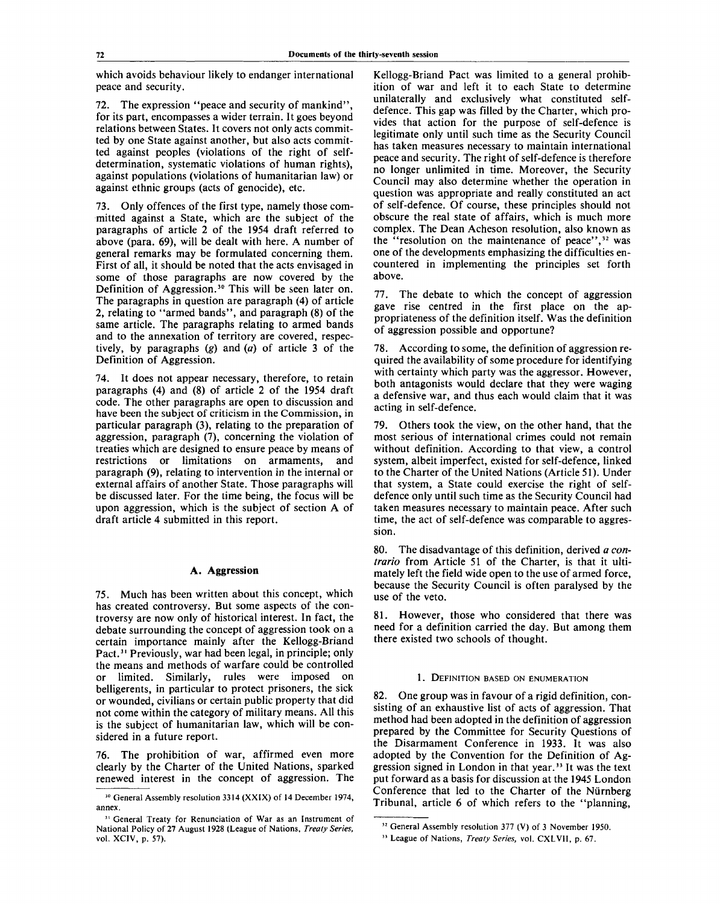which avoids behaviour likely to endanger international peace and security.

72. The expression "peace and security of mankind", for its part, encompasses a wider terrain. It goes beyond relations between States. It covers not only acts committed by one State against another, but also acts committed against peoples (violations of the right of self-determination, systematic violations of human rights), against populations (violations of humanitarian law) or against ethnic groups (acts of genocide), etc.

73. Only offences of the first type, namely those committed against a State, which are the subject of the paragraphs of article 2 of the 1954 draft referred to above (para. 69), will be dealt with here. A number of general remarks may be formulated concerning them. First of all, it should be noted that the acts envisaged in some of those paragraphs are now covered by the Definition of Aggression.[30] This will be seen later on. The paragraphs in question are paragraph (4) of article 2, relating to "armed bands", and paragraph (8) of the same article. The paragraphs relating to armed bands and to the annexation of territory are covered, respectively, by paragraphs (*g*) and (*a*) of article 3 of the Definition of Aggression.

74. It does not appear necessary, therefore, to retain paragraphs (4) and (8) of article 2 of the 1954 draft code. The other paragraphs are open to discussion and have been the subject of criticism in the Commission, in particular paragraph (3), relating to the preparation of aggression, paragraph (7), concerning the violation of treaties which are designed to ensure peace by means of restrictions or limitations on armaments, and paragraph (9), relating to intervention in the internal or external affairs of another State. Those paragraphs will be discussed later. For the time being, the focus will be upon aggression, which is the subject of section A of draft article 4 submitted in this report.

## A. Aggression

75. Much has been written about this concept, which has created controversy. But some aspects of the controversy are now only of historical interest. In fact, the debate surrounding the concept of aggression took on a certain importance mainly after the Kellogg-Briand Pact.[31] Previously, war had been legal, in principle; only the means and methods of warfare could be controlled or limited. Similarly, rules were imposed on belligerents, in particular to protect prisoners, the sick or wounded, civilians or certain public property that did not come within the category of military means. All this is the subject of humanitarian law, which will be considered in a future report.

76. The prohibition of war, affirmed even more clearly by the Charter of the United Nations, sparked renewed interest in the concept of aggression. The Kellogg-Briand Pact was limited to a general prohibition of war and left it to each State to determine unilaterally and exclusively what constituted self-defence. This gap was filled by the Charter, which provides that action for the purpose of self-defence is legitimate only until such time as the Security Council has taken measures necessary to maintain international peace and security. The right of self-defence is therefore no longer unlimited in time. Moreover, the Security Council may also determine whether the operation in question was appropriate and really constituted an act of self-defence. Of course, these principles should not obscure the real state of affairs, which is much more complex. The Dean Acheson resolution, also known as the "resolution on the maintenance of peace",[32] was one of the developments emphasizing the difficulties encountered in implementing the principles set forth above.

77. The debate to which the concept of aggression gave rise centred in the first place on the appropriateness of the definition itself. Was the definition of aggression possible and opportune?

78. According to some, the definition of aggression required the availability of some procedure for identifying with certainty which party was the aggressor. However, both antagonists would declare that they were waging a defensive war, and thus each would claim that it was acting in self-defence.

79. Others took the view, on the other hand, that the most serious of international crimes could not remain without definition. According to that view, a control system, albeit imperfect, existed for self-defence, linked to the Charter of the United Nations (Article 51). Under that system, a State could exercise the right of self-defence only until such time as the Security Council had taken measures necessary to maintain peace. After such time, the act of self-defence was comparable to aggression.

80. The disadvantage of this definition, derived *a contrario* from Article 51 of the Charter, is that it ultimately left the field wide open to the use of armed force, because the Security Council is often paralysed by the use of the veto.

81. However, those who considered that there was need for a definition carried the day. But among them there existed two schools of thought.

### 1. Definition based on enumeration

82. One group was in favour of a rigid definition, consisting of an exhaustive list of acts of aggression. That method had been adopted in the definition of aggression prepared by the Committee for Security Questions of the Disarmament Conference in 1933. It was also adopted by the Convention for the Definition of Aggression signed in London in that year.[33] It was the text put forward as a basis for discussion at the 1945 London Conference that led to the Charter of the Nürnberg Tribunal, article 6 of which refers to the "planning,

---

[30] General Assembly resolution 3314 (XXIX) of 14 December 1974, annex.

[31] General Treaty for Renunciation of War as an Instrument of National Policy of 27 August 1928 (League of Nations, *Treaty Series*, vol. XCIV, p. 57).

[32] General Assembly resolution 377 (V) of 3 November 1950.

[33] League of Nations, *Treaty Series*, vol. CXLVII, p. 67.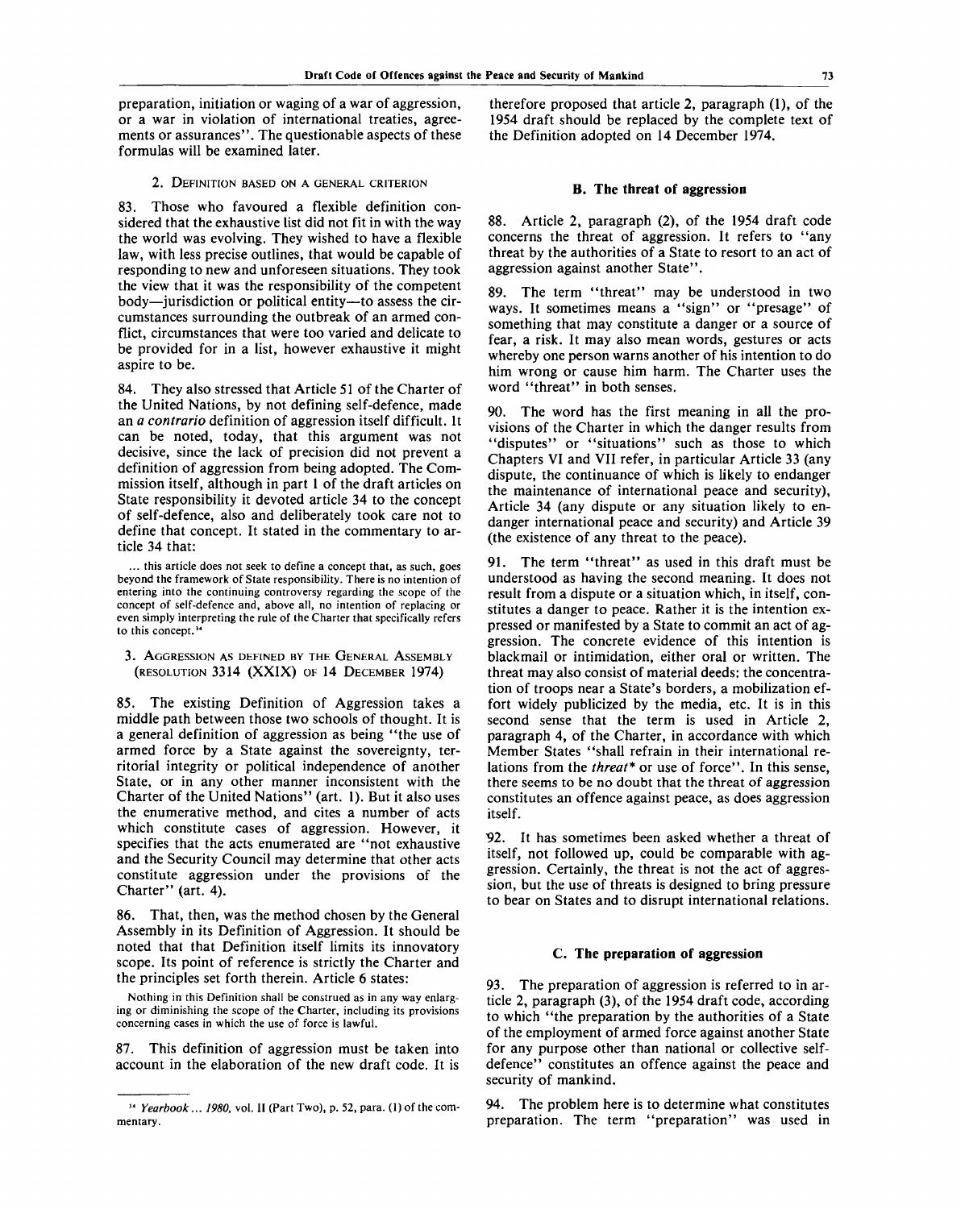preparation, initiation or waging of a war of aggression, or a war in violation of international treaties, agreements or assurances". The questionable aspects of these formulas will be examined later.

### 2. Definition based on a general criterion

83. Those who favoured a flexible definition considered that the exhaustive list did not fit in with the way the world was evolving. They wished to have a flexible law, with less precise outlines, that would be capable of responding to new and unforeseen situations. They took the view that it was the responsibility of the competent body—jurisdiction or political entity—to assess the circumstances surrounding the outbreak of an armed conflict, circumstances that were too varied and delicate to be provided for in a list, however exhaustive it might aspire to be.

84. They also stressed that Article 51 of the Charter of the United Nations, by not defining self-defence, made an *a contrario* definition of aggression itself difficult. It can be noted, today, that this argument was not decisive, since the lack of precision did not prevent a definition of aggression from being adopted. The Commission itself, although in part 1 of the draft articles on State responsibility it devoted article 34 to the concept of self-defence, also and deliberately took care not to define that concept. It stated in the commentary to article 34 that:

> ... this article does not seek to define a concept that, as such, goes beyond the framework of State responsibility. There is no intention of entering into the continuing controversy regarding the scope of the concept of self-defence and, above all, no intention of replacing or even simply interpreting the rule of the Charter that specifically refers to this concept.[34]

### 3. Aggression as defined by the General Assembly (resolution 3314 (XXIX) of 14 December 1974)

85. The existing Definition of Aggression takes a middle path between those two schools of thought. It is a general definition of aggression as being "the use of armed force by a State against the sovereignty, territorial integrity or political independence of another State, or in any other manner inconsistent with the Charter of the United Nations" (art. 1). But it also uses the enumerative method, and cites a number of acts which constitute cases of aggression. However, it specifies that the acts enumerated are "not exhaustive and the Security Council may determine that other acts constitute aggression under the provisions of the Charter" (art. 4).

86. That, then, was the method chosen by the General Assembly in its Definition of Aggression. It should be noted that that Definition itself limits its innovatory scope. Its point of reference is strictly the Charter and the principles set forth therein. Article 6 states:

> Nothing in this Definition shall be construed as in any way enlarging or diminishing the scope of the Charter, including its provisions concerning cases in which the use of force is lawful.

87. This definition of aggression must be taken into account in the elaboration of the new draft code. It is therefore proposed that article 2, paragraph (1), of the 1954 draft should be replaced by the complete text of the Definition adopted on 14 December 1974.

## B. The threat of aggression

88. Article 2, paragraph (2), of the 1954 draft code concerns the threat of aggression. It refers to "any threat by the authorities of a State to resort to an act of aggression against another State".

89. The term "threat" may be understood in two ways. It sometimes means a "sign" or "presage" of something that may constitute a danger or a source of fear, a risk. It may also mean words, gestures or acts whereby one person warns another of his intention to do him wrong or cause him harm. The Charter uses the word "threat" in both senses.

90. The word has the first meaning in all the provisions of the Charter in which the danger results from "disputes" or "situations" such as those to which Chapters VI and VII refer, in particular Article 33 (any dispute, the continuance of which is likely to endanger the maintenance of international peace and security), Article 34 (any dispute or any situation likely to endanger international peace and security) and Article 39 (the existence of any threat to the peace).

91. The term "threat" as used in this draft must be understood as having the second meaning. It does not result from a dispute or a situation which, in itself, constitutes a danger to peace. Rather it is the intention expressed or manifested by a State to commit an act of aggression. The concrete evidence of this intention is blackmail or intimidation, either oral or written. The threat may also consist of material deeds: the concentration of troops near a State's borders, a mobilization effort widely publicized by the media, etc. It is in this second sense that the term is used in Article 2, paragraph 4, of the Charter, in accordance with which Member States "shall refrain in their international relations from the *threat*\* or use of force". In this sense, there seems to be no doubt that the threat of aggression constitutes an offence against peace, as does aggression itself.

92. It has sometimes been asked whether a threat of itself, not followed up, could be comparable with aggression. Certainly, the threat is not the act of aggression, but the use of threats is designed to bring pressure to bear on States and to disrupt international relations.

## C. The preparation of aggression

93. The preparation of aggression is referred to in article 2, paragraph (3), of the 1954 draft code, according to which "the preparation by the authorities of a State of the employment of armed force against another State for any purpose other than national or collective self-defence" constitutes an offence against the peace and security of mankind.

94. The problem here is to determine what constitutes preparation. The term "preparation" was used in

---

[34] *Yearbook ... 1980*, vol. II (Part Two), p. 52, para. (1) of the commentary.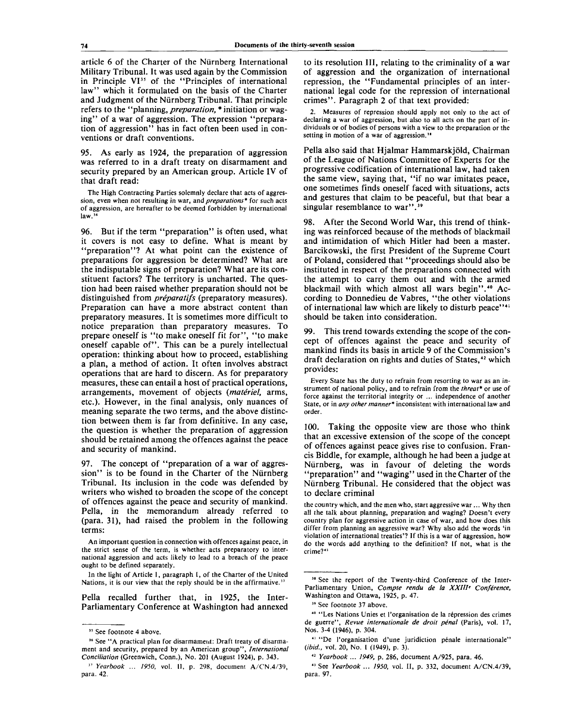article 6 of the Charter of the Nürnberg International Military Tribunal. It was used again by the Commission in Principle VI[35] of the "Principles of international law" which it formulated on the basis of the Charter and Judgment of the Nürnberg Tribunal. That principle refers to the "planning, *preparation,* * initiation or waging" of a war of aggression. The expression "preparation of aggression" has in fact often been used in conventions or draft conventions.

95. As early as 1924, the preparation of aggression was referred to in a draft treaty on disarmament and security prepared by an American group. Article IV of that draft read:

> The High Contracting Parties solemnly declare that acts of aggression, even when not resulting in war, and *preparations** for such acts of aggression, are hereafter to be deemed forbidden by international law.[36]

96. But if the term "preparation" is often used, what it covers is not easy to define. What is meant by "preparation"? At what point can the existence of preparations for aggression be determined? What are the indisputable signs of preparation? What are its constituent factors? The territory is uncharted. The question had been raised whether preparation should not be distinguished from *préparatifs* (preparatory measures). Preparation can have a more abstract content than preparatory measures. It is sometimes more difficult to notice preparation than preparatory measures. To prepare oneself is "to make oneself fit for", "to make oneself capable of". This can be a purely intellectual operation: thinking about how to proceed, establishing a plan, a method of action. It often involves abstract operations that are hard to discern. As for preparatory measures, these can entail a host of practical operations, arrangements, movement of objects (*matériel,* arms, etc.). However, in the final analysis, only nuances of meaning separate the two terms, and the above distinction between them is far from definitive. In any case, the question is whether the preparation of aggression should be retained among the offences against the peace and security of mankind.

97. The concept of "preparation of a war of aggression" is to be found in the Charter of the Nürnberg Tribunal. Its inclusion in the code was defended by writers who wished to broaden the scope of the concept of offences against the peace and security of mankind. Pella, in the memorandum already referred to (para. 31), had raised the problem in the following terms:

> An important question in connection with offences against peace, in the strict sense of the term, is whether acts preparatory to international aggression and acts likely to lead to a breach of the peace ought to be defined separately.
>
> In the light of Article 1, paragraph 1, of the Charter of the United Nations, it is our view that the reply should be in the affirmative.[37]

Pella recalled further that, in 1925, the Inter-Parliamentary Conference at Washington had annexed to its resolution III, relating to the criminality of a war of aggression and the organization of international repression, the "Fundamental principles of an international legal code for the repression of international crimes". Paragraph 2 of that text provided:

> 2. Measures of repression should apply not only to the act of declaring a war of aggression, but also to all acts on the part of individuals or of bodies of persons with a view to the preparation or the setting in motion of a war of aggression.[38]

Pella also said that Hjalmar Hammarskjöld, Chairman of the League of Nations Committee of Experts for the progressive codification of international law, had taken the same view, saying that, "if no war imitates peace, one sometimes finds oneself faced with situations, acts and gestures that claim to be peaceful, but that bear a singular resemblance to war".[39]

98. After the Second World War, this trend of thinking was reinforced because of the methods of blackmail and intimidation of which Hitler had been a master. Barcikowski, the first President of the Supreme Court of Poland, considered that "proceedings should also be instituted in respect of the preparations connected with the attempt to carry them out and with the armed blackmail with which almost all wars begin".[40] According to Donnedieu de Vabres, "the other violations of international law which are likely to disturb peace"[41] should be taken into consideration.

99. This trend towards extending the scope of the concept of offences against the peace and security of mankind finds its basis in article 9 of the Commission's draft declaration on rights and duties of States,[42] which provides:

> Every State has the duty to refrain from resorting to war as an instrument of national policy, and to refrain from the *threat** or use of force against the territorial integrity or ... independence of another State, or in *any other manner** inconsistent with international law and order.

100. Taking the opposite view are those who think that an excessive extension of the scope of the concept of offences against peace gives rise to confusion. Francis Biddle, for example, although he had been a judge at Nürnberg, was in favour of deleting the words "preparation" and "waging" used in the Charter of the Nürnberg Tribunal. He considered that the object was to declare criminal

> the country which, and the men who, start aggressive war ... Why then all the talk about planning, preparation and waging? Doesn't every country plan for aggressive action in case of war, and how does this differ from planning an aggressive war? Why also add the words 'in violation of international treaties'? If this is a war of aggression, how do the words add anything to the definition? If not, what is the crime?[43]

---

[35] See footnote 4 above.

[36] See "A practical plan for disarmament: Draft treaty of disarmament and security, prepared by an American group", *International Conciliation* (Greenwich, Conn.), No. 201 (August 1924), p. 343.

[37] *Yearbook ... 1950,* vol. II, p. 298, document A/CN.4/39, para. 42.

[38] See the report of the Twenty-third Conference of the Inter-Parliamentary Union, *Compte rendu de la XXIII^e Conférence,* Washington and Ottawa, 1925, p. 47.

[39] See footnote 37 above.

[40] "Les Nations Unies et l'organisation de la répression des crimes de guerre", *Revue internationale de droit pénal* (Paris), vol. 17, Nos. 3-4 (1946), p. 304.

[41] "De l'organisation d'une juridiction pénale internationale" (*ibid.,* vol. 20, No. 1 (1949), p. 3).

[42] *Yearbook ... 1949,* p. 286, document A/925, para. 46.

[43] See *Yearbook ... 1950,* vol. II, p. 332, document A/CN.4/39, para. 97.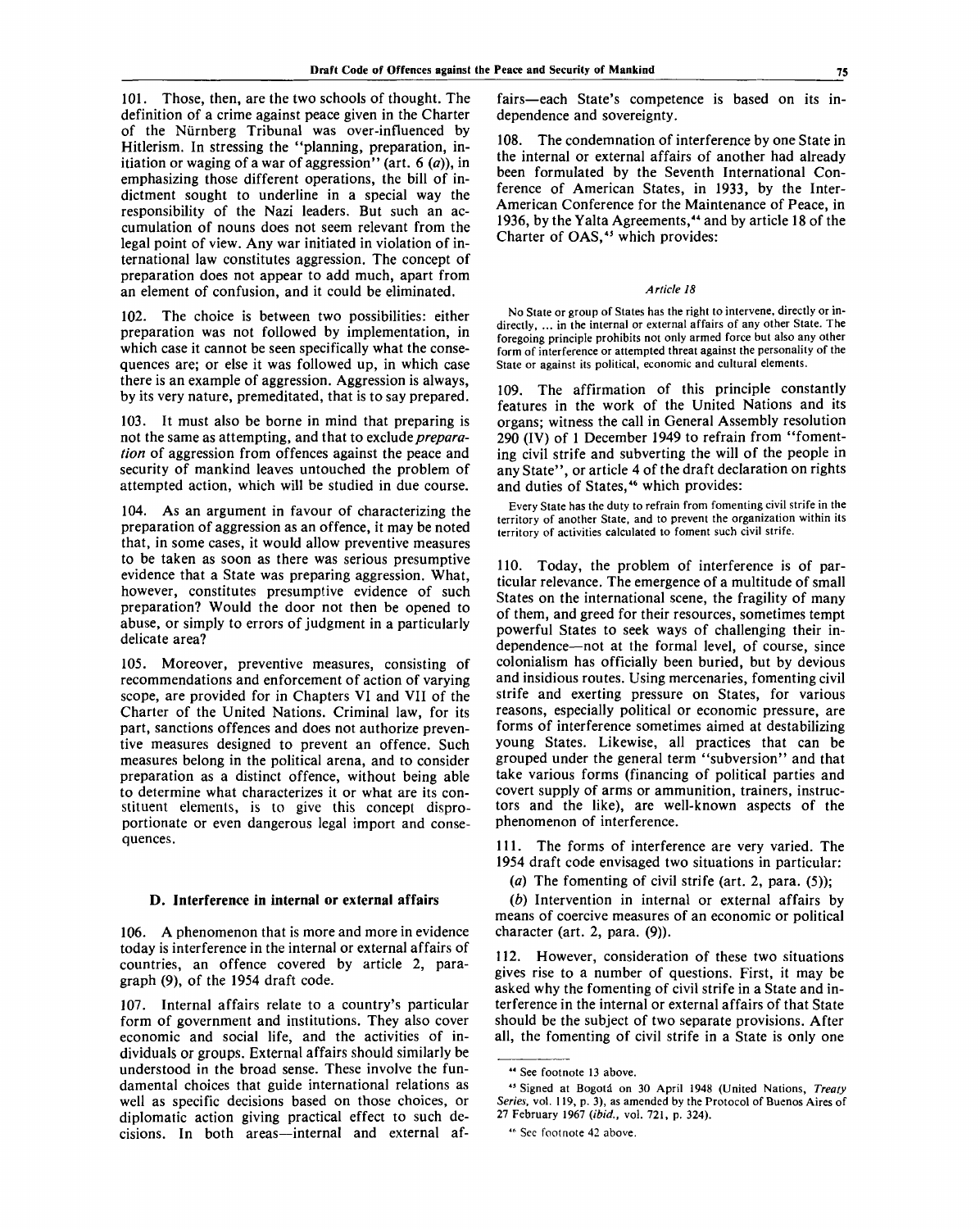101. Those, then, are the two schools of thought. The definition of a crime against peace given in the Charter of the Nürnberg Tribunal was over-influenced by Hitlerism. In stressing the "planning, preparation, initiation or waging of a war of aggression" (art. 6 (*a*)), in emphasizing those different operations, the bill of indictment sought to underline in a special way the responsibility of the Nazi leaders. But such an accumulation of nouns does not seem relevant from the legal point of view. Any war initiated in violation of international law constitutes aggression. The concept of preparation does not appear to add much, apart from an element of confusion, and it could be eliminated.

102. The choice is between two possibilities: either preparation was not followed by implementation, in which case it cannot be seen specifically what the consequences are; or else it was followed up, in which case there is an example of aggression. Aggression is always, by its very nature, premeditated, that is to say prepared.

103. It must also be borne in mind that preparing is not the same as attempting, and that to exclude *preparation* of aggression from offences against the peace and security of mankind leaves untouched the problem of attempted action, which will be studied in due course.

104. As an argument in favour of characterizing the preparation of aggression as an offence, it may be noted that, in some cases, it would allow preventive measures to be taken as soon as there was serious presumptive evidence that a State was preparing aggression. What, however, constitutes presumptive evidence of such preparation? Would the door not then be opened to abuse, or simply to errors of judgment in a particularly delicate area?

105. Moreover, preventive measures, consisting of recommendations and enforcement of action of varying scope, are provided for in Chapters VI and VII of the Charter of the United Nations. Criminal law, for its part, sanctions offences and does not authorize preventive measures designed to prevent an offence. Such measures belong in the political arena, and to consider preparation as a distinct offence, without being able to determine what characterizes it or what are its constituent elements, is to give this concept disproportionate or even dangerous legal import and consequences.

### D. Interference in internal or external affairs

106. A phenomenon that is more and more in evidence today is interference in the internal or external affairs of countries, an offence covered by article 2, paragraph (9), of the 1954 draft code.

107. Internal affairs relate to a country's particular form of government and institutions. They also cover economic and social life, and the activities of individuals or groups. External affairs should similarly be understood in the broad sense. These involve the fundamental choices that guide international relations as well as specific decisions based on those choices, or diplomatic action giving practical effect to such decisions. In both areas—internal and external affairs—each State's competence is based on its independence and sovereignty.

108. The condemnation of interference by one State in the internal or external affairs of another had already been formulated by the Seventh International Conference of American States, in 1933, by the Inter-American Conference for the Maintenance of Peace, in 1936, by the Yalta Agreements,[44] and by article 18 of the Charter of OAS,[45] which provides:

*Article 18*

> No State or group of States has the right to intervene, directly or indirectly, ... in the internal or external affairs of any other State. The foregoing principle prohibits not only armed force but also any other form of interference or attempted threat against the personality of the State or against its political, economic and cultural elements.

109. The affirmation of this principle constantly features in the work of the United Nations and its organs; witness the call in General Assembly resolution 290 (IV) of 1 December 1949 to refrain from "fomenting civil strife and subverting the will of the people in any State", or article 4 of the draft declaration on rights and duties of States,[46] which provides:

> Every State has the duty to refrain from fomenting civil strife in the territory of another State, and to prevent the organization within its territory of activities calculated to foment such civil strife.

110. Today, the problem of interference is of particular relevance. The emergence of a multitude of small States on the international scene, the fragility of many of them, and greed for their resources, sometimes tempt powerful States to seek ways of challenging their independence—not at the formal level, of course, since colonialism has officially been buried, but by devious and insidious routes. Using mercenaries, fomenting civil strife and exerting pressure on States, for various reasons, especially political or economic pressure, are forms of interference sometimes aimed at destabilizing young States. Likewise, all practices that can be grouped under the general term "subversion" and that take various forms (financing of political parties and covert supply of arms or ammunition, trainers, instructors and the like), are well-known aspects of the phenomenon of interference.

111. The forms of interference are very varied. The 1954 draft code envisaged two situations in particular:

(*a*) The fomenting of civil strife (art. 2, para. (5));

(*b*) Intervention in internal or external affairs by means of coercive measures of an economic or political character (art. 2, para. (9)).

112. However, consideration of these two situations gives rise to a number of questions. First, it may be asked why the fomenting of civil strife in a State and interference in the internal or external affairs of that State should be the subject of two separate provisions. After all, the fomenting of civil strife in a State is only one

---

[44] See footnote 13 above.

[45] Signed at Bogotá on 30 April 1948 (United Nations, *Treaty Series*, vol. 119, p. 3), as amended by the Protocol of Buenos Aires of 27 February 1967 (*ibid.*, vol. 721, p. 324).

[46] See footnote 42 above.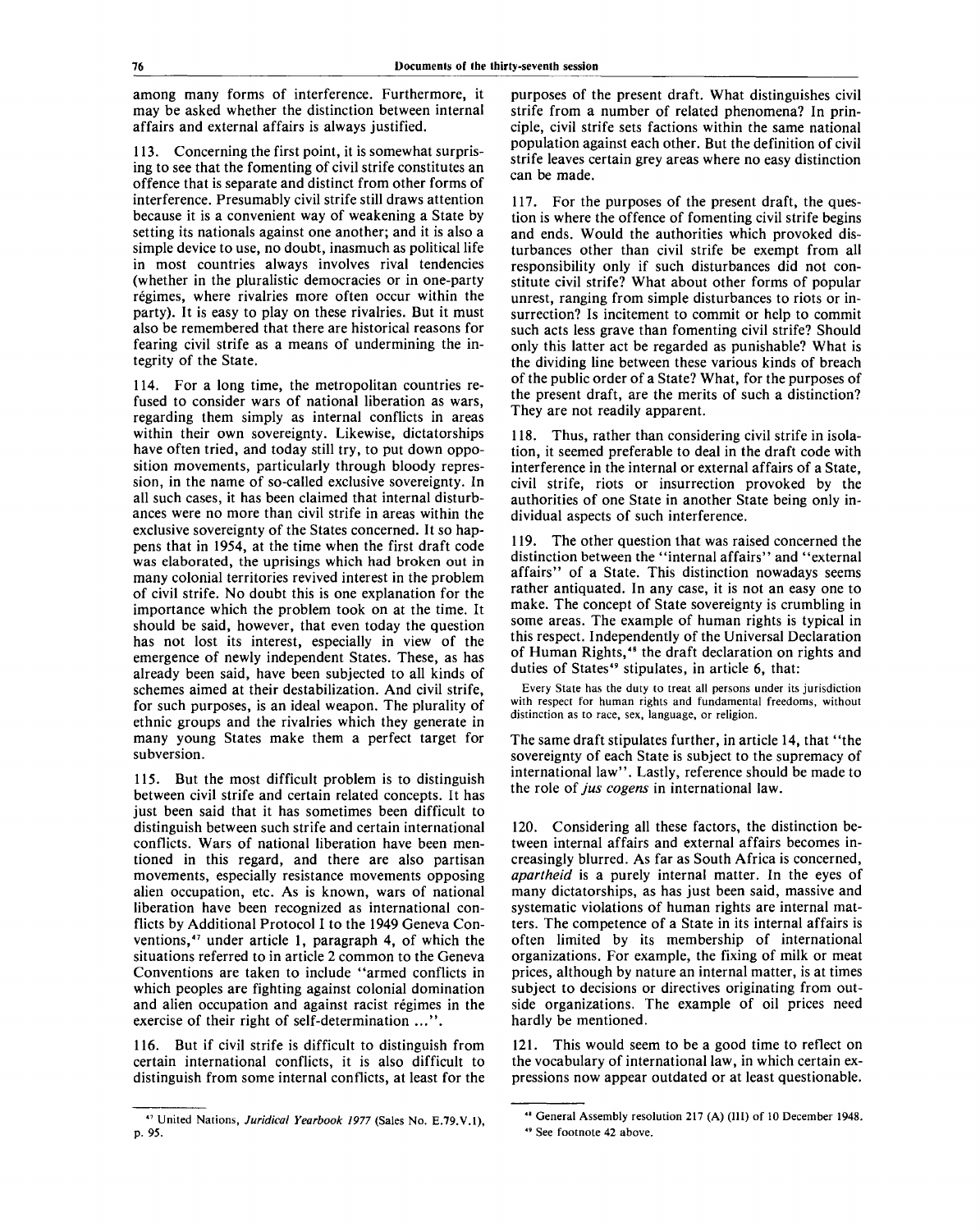among many forms of interference. Furthermore, it may be asked whether the distinction between internal affairs and external affairs is always justified.

113. Concerning the first point, it is somewhat surprising to see that the fomenting of civil strife constitutes an offence that is separate and distinct from other forms of interference. Presumably civil strife still draws attention because it is a convenient way of weakening a State by setting its nationals against one another; and it is also a simple device to use, no doubt, inasmuch as political life in most countries always involves rival tendencies (whether in the pluralistic democracies or in one-party régimes, where rivalries more often occur within the party). It is easy to play on these rivalries. But it must also be remembered that there are historical reasons for fearing civil strife as a means of undermining the integrity of the State.

114. For a long time, the metropolitan countries refused to consider wars of national liberation as wars, regarding them simply as internal conflicts in areas within their own sovereignty. Likewise, dictatorships have often tried, and today still try, to put down opposition movements, particularly through bloody repression, in the name of so-called exclusive sovereignty. In all such cases, it has been claimed that internal disturbances were no more than civil strife in areas within the exclusive sovereignty of the States concerned. It so happens that in 1954, at the time when the first draft code was elaborated, the uprisings which had broken out in many colonial territories revived interest in the problem of civil strife. No doubt this is one explanation for the importance which the problem took on at the time. It should be said, however, that even today the question has not lost its interest, especially in view of the emergence of newly independent States. These, as has already been said, have been subjected to all kinds of schemes aimed at their destabilization. And civil strife, for such purposes, is an ideal weapon. The plurality of ethnic groups and the rivalries which they generate in many young States make them a perfect target for subversion.

115. But the most difficult problem is to distinguish between civil strife and certain related concepts. It has just been said that it has sometimes been difficult to distinguish between such strife and certain international conflicts. Wars of national liberation have been mentioned in this regard, and there are also partisan movements, especially resistance movements opposing alien occupation, etc. As is known, wars of national liberation have been recognized as international conflicts by Additional Protocol I to the 1949 Geneva Conventions,[47] under article 1, paragraph 4, of which the situations referred to in article 2 common to the Geneva Conventions are taken to include "armed conflicts in which peoples are fighting against colonial domination and alien occupation and against racist régimes in the exercise of their right of self-determination ...".

116. But if civil strife is difficult to distinguish from certain international conflicts, it is also difficult to distinguish from some internal conflicts, at least for the purposes of the present draft. What distinguishes civil strife from a number of related phenomena? In principle, civil strife sets factions within the same national population against each other. But the definition of civil strife leaves certain grey areas where no easy distinction can be made.

117. For the purposes of the present draft, the question is where the offence of fomenting civil strife begins and ends. Would the authorities which provoked disturbances other than civil strife be exempt from all responsibility only if such disturbances did not constitute civil strife? What about other forms of popular unrest, ranging from simple disturbances to riots or insurrection? Is incitement to commit or help to commit such acts less grave than fomenting civil strife? Should only this latter act be regarded as punishable? What is the dividing line between these various kinds of breach of the public order of a State? What, for the purposes of the present draft, are the merits of such a distinction? They are not readily apparent.

118. Thus, rather than considering civil strife in isolation, it seemed preferable to deal in the draft code with interference in the internal or external affairs of a State, civil strife, riots or insurrection provoked by the authorities of one State in another State being only individual aspects of such interference.

119. The other question that was raised concerned the distinction between the "internal affairs" and "external affairs" of a State. This distinction nowadays seems rather antiquated. In any case, it is not an easy one to make. The concept of State sovereignty is crumbling in some areas. The example of human rights is typical in this respect. Independently of the Universal Declaration of Human Rights,[48] the draft declaration on rights and duties of States[49] stipulates, in article 6, that:

> Every State has the duty to treat all persons under its jurisdiction with respect for human rights and fundamental freedoms, without distinction as to race, sex, language, or religion.

The same draft stipulates further, in article 14, that "the sovereignty of each State is subject to the supremacy of international law". Lastly, reference should be made to the role of *jus cogens* in international law.

120. Considering all these factors, the distinction between internal affairs and external affairs becomes increasingly blurred. As far as South Africa is concerned, *apartheid* is a purely internal matter. In the eyes of many dictatorships, as has just been said, massive and systematic violations of human rights are internal matters. The competence of a State in its internal affairs is often limited by its membership of international organizations. For example, the fixing of milk or meat prices, although by nature an internal matter, is at times subject to decisions or directives originating from outside organizations. The example of oil prices need hardly be mentioned.

121. This would seem to be a good time to reflect on the vocabulary of international law, in which certain expressions now appear outdated or at least questionable.

---

[47] United Nations, *Juridical Yearbook 1977* (Sales No. E.79.V.1), p. 95.

[48] General Assembly resolution 217 (A) (III) of 10 December 1948.

[49] See footnote 42 above.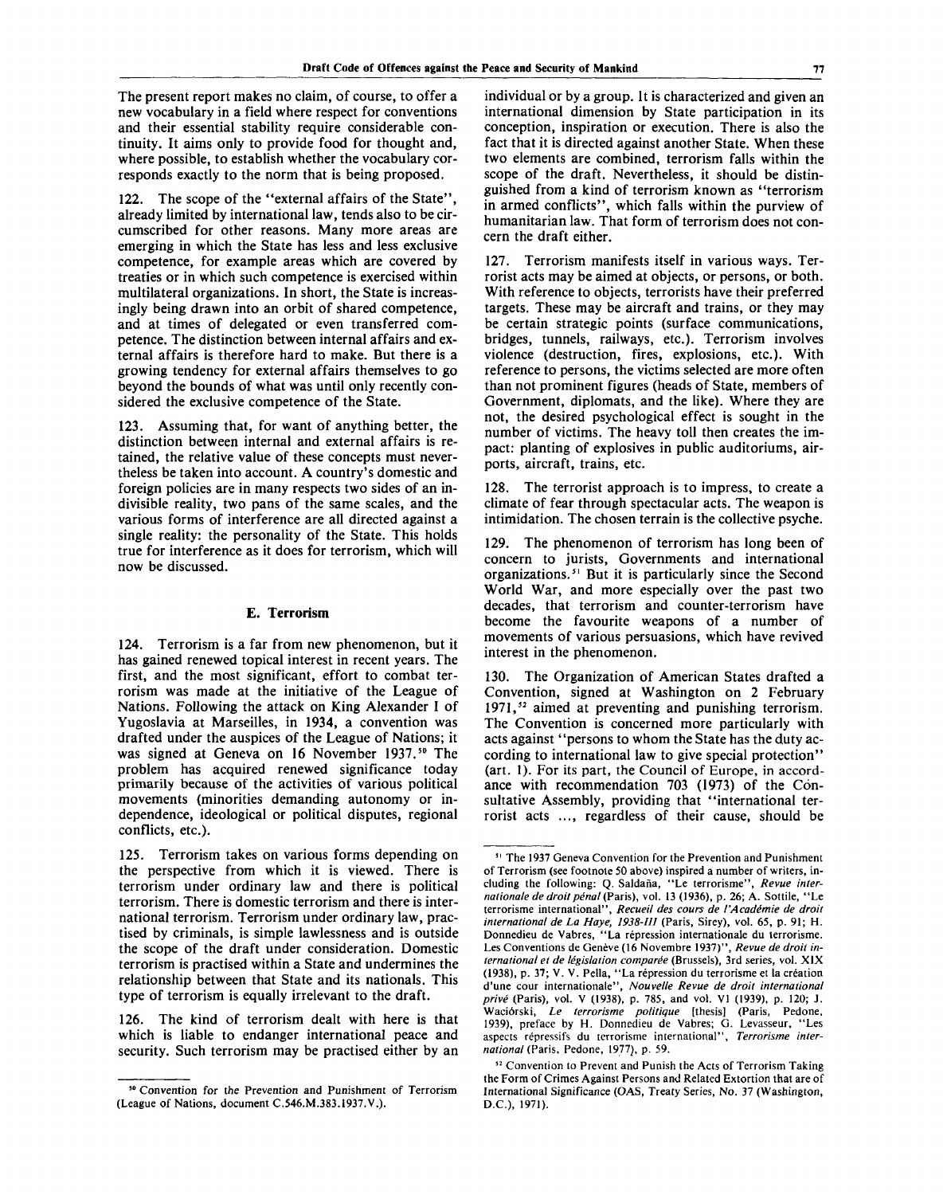The present report makes no claim, of course, to offer a new vocabulary in a field where respect for conventions and their essential stability require considerable continuity. It aims only to provide food for thought and, where possible, to establish whether the vocabulary corresponds exactly to the norm that is being proposed.

122. The scope of the "external affairs of the State", already limited by international law, tends also to be circumscribed for other reasons. Many more areas are emerging in which the State has less and less exclusive competence, for example areas which are covered by treaties or in which such competence is exercised within multilateral organizations. In short, the State is increasingly being drawn into an orbit of shared competence, and at times of delegated or even transferred competence. The distinction between internal affairs and external affairs is therefore hard to make. But there is a growing tendency for external affairs themselves to go beyond the bounds of what was until only recently considered the exclusive competence of the State.

123. Assuming that, for want of anything better, the distinction between internal and external affairs is retained, the relative value of these concepts must nevertheless be taken into account. A country's domestic and foreign policies are in many respects two sides of an indivisible reality, two pans of the same scales, and the various forms of interference are all directed against a single reality: the personality of the State. This holds true for interference as it does for terrorism, which will now be discussed.

### E. Terrorism

124. Terrorism is a far from new phenomenon, but it has gained renewed topical interest in recent years. The first, and the most significant, effort to combat terrorism was made at the initiative of the League of Nations. Following the attack on King Alexander I of Yugoslavia at Marseilles, in 1934, a convention was drafted under the auspices of the League of Nations; it was signed at Geneva on 16 November 1937.[50] The problem has acquired renewed significance today primarily because of the activities of various political movements (minorities demanding autonomy or independence, ideological or political disputes, regional conflicts, etc.).

125. Terrorism takes on various forms depending on the perspective from which it is viewed. There is terrorism under ordinary law and there is political terrorism. There is domestic terrorism and there is international terrorism. Terrorism under ordinary law, practised by criminals, is simple lawlessness and is outside the scope of the draft under consideration. Domestic terrorism is practised within a State and undermines the relationship between that State and its nationals. This type of terrorism is equally irrelevant to the draft.

126. The kind of terrorism dealt with here is that which is liable to endanger international peace and security. Such terrorism may be practised either by an individual or by a group. It is characterized and given an international dimension by State participation in its conception, inspiration or execution. There is also the fact that it is directed against another State. When these two elements are combined, terrorism falls within the scope of the draft. Nevertheless, it should be distinguished from a kind of terrorism known as "terrorism in armed conflicts", which falls within the purview of humanitarian law. That form of terrorism does not concern the draft either.

127. Terrorism manifests itself in various ways. Terrorist acts may be aimed at objects, or persons, or both. With reference to objects, terrorists have their preferred targets. These may be aircraft and trains, or they may be certain strategic points (surface communications, bridges, tunnels, railways, etc.). Terrorism involves violence (destruction, fires, explosions, etc.). With reference to persons, the victims selected are more often than not prominent figures (heads of State, members of Government, diplomats, and the like). Where they are not, the desired psychological effect is sought in the number of victims. The heavy toll then creates the impact: planting of explosives in public auditoriums, airports, aircraft, trains, etc.

128. The terrorist approach is to impress, to create a climate of fear through spectacular acts. The weapon is intimidation. The chosen terrain is the collective psyche.

129. The phenomenon of terrorism has long been of concern to jurists, Governments and international organizations.[51] But it is particularly since the Second World War, and more especially over the past two decades, that terrorism and counter-terrorism have become the favourite weapons of a number of movements of various persuasions, which have revived interest in the phenomenon.

130. The Organization of American States drafted a Convention, signed at Washington on 2 February 1971,[52] aimed at preventing and punishing terrorism. The Convention is concerned more particularly with acts against "persons to whom the State has the duty according to international law to give special protection" (art. 1). For its part, the Council of Europe, in accordance with recommendation 703 (1973) of the Consultative Assembly, providing that "international terrorist acts ..., regardless of their cause, should be

---

[50] Convention for the Prevention and Punishment of Terrorism (League of Nations, document C.546.M.383.1937.V.).

[51] The 1937 Geneva Convention for the Prevention and Punishment of Terrorism (see footnote 50 above) inspired a number of writers, including the following: Q. Saldaña, "Le terrorisme", *Revue internationale de droit pénal* (Paris), vol. 13 (1936), p. 26; A. Sottile, "Le terrorisme international", *Recueil des cours de l'Académie de droit international de La Haye, 1938-III* (Paris, Sirey), vol. 65, p. 91; H. Donnedieu de Vabres, "La répression internationale du terrorisme. Les Conventions de Genève (16 Novembre 1937)", *Revue de droit international et de législation comparée* (Brussels), 3rd series, vol. XIX (1938), p. 37; V. V. Pella, "La répression du terrorisme et la création d'une cour internationale", *Nouvelle Revue de droit international privé* (Paris), vol. V (1938), p. 785, and vol. VI (1939), p. 120; J. Waciórski, *Le terrorisme politique* [thesis] (Paris, Pedone, 1939), preface by H. Donnedieu de Vabres; G. Levasseur, "Les aspects répressifs du terrorisme international", *Terrorisme international* (Paris, Pedone, 1977), p. 59.

[52] Convention to Prevent and Punish the Acts of Terrorism Taking the Form of Crimes Against Persons and Related Extortion that are of International Significance (OAS, Treaty Series, No. 37 (Washington, D.C.), 1971).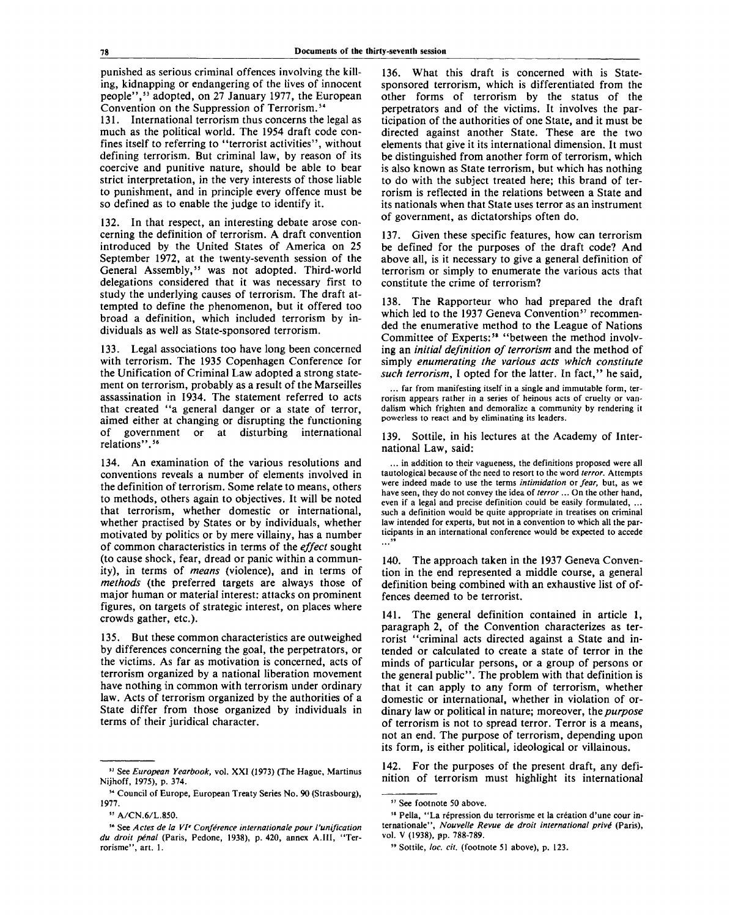punished as serious criminal offences involving the killing, kidnapping or endangering of the lives of innocent people",[53] adopted, on 27 January 1977, the European Convention on the Suppression of Terrorism.[54]

131. International terrorism thus concerns the legal as much as the political world. The 1954 draft code confines itself to referring to "terrorist activities", without defining terrorism. But criminal law, by reason of its coercive and punitive nature, should be able to bear strict interpretation, in the very interests of those liable to punishment, and in principle every offence must be so defined as to enable the judge to identify it.

132. In that respect, an interesting debate arose concerning the definition of terrorism. A draft convention introduced by the United States of America on 25 September 1972, at the twenty-seventh session of the General Assembly,[55] was not adopted. Third-world delegations considered that it was necessary first to study the underlying causes of terrorism. The draft attempted to define the phenomenon, but it offered too broad a definition, which included terrorism by individuals as well as State-sponsored terrorism.

133. Legal associations too have long been concerned with terrorism. The 1935 Copenhagen Conference for the Unification of Criminal Law adopted a strong statement on terrorism, probably as a result of the Marseilles assassination in 1934. The statement referred to acts that created "a general danger or a state of terror, aimed either at changing or disrupting the functioning of government or at disturbing international relations".[56]

134. An examination of the various resolutions and conventions reveals a number of elements involved in the definition of terrorism. Some relate to means, others to methods, others again to objectives. It will be noted that terrorism, whether domestic or international, whether practised by States or by individuals, whether motivated by politics or by mere villainy, has a number of common characteristics in terms of the *effect* sought (to cause shock, fear, dread or panic within a community), in terms of *means* (violence), and in terms of *methods* (the preferred targets are always those of major human or material interest: attacks on prominent figures, on targets of strategic interest, on places where crowds gather, etc.).

135. But these common characteristics are outweighed by differences concerning the goal, the perpetrators, or the victims. As far as motivation is concerned, acts of terrorism organized by a national liberation movement have nothing in common with terrorism under ordinary law. Acts of terrorism organized by the authorities of a State differ from those organized by individuals in terms of their juridical character.

136. What this draft is concerned with is State-sponsored terrorism, which is differentiated from the other forms of terrorism by the status of the perpetrators and of the victims. It involves the participation of the authorities of one State, and it must be directed against another State. These are the two elements that give it its international dimension. It must be distinguished from another form of terrorism, which is also known as State terrorism, but which has nothing to do with the subject treated here; this brand of terrorism is reflected in the relations between a State and its nationals when that State uses terror as an instrument of government, as dictatorships often do.

137. Given these specific features, how can terrorism be defined for the purposes of the draft code? And above all, is it necessary to give a general definition of terrorism or simply to enumerate the various acts that constitute the crime of terrorism?

138. The Rapporteur who had prepared the draft which led to the 1937 Geneva Convention[57] recommended the enumerative method to the League of Nations Committee of Experts:[58] "between the method involving an *initial definition of terrorism* and the method of simply *enumerating the various acts which constitute such terrorism*, I opted for the latter. In fact," he said,

> ... far from manifesting itself in a single and immutable form, terrorism appears rather in a series of heinous acts of cruelty or vandalism which frighten and demoralize a community by rendering it powerless to react and by eliminating its leaders.

139. Sottile, in his lectures at the Academy of International Law, said:

> ... in addition to their vagueness, the definitions proposed were all tautological because of the need to resort to the word *terror*. Attempts were indeed made to use the terms *intimidation* or *fear*, but, as we have seen, they do not convey the idea of *terror* ... On the other hand, even if a legal and precise definition could be easily formulated, ... such a definition would be quite appropriate in treatises on criminal law intended for experts, but not in a convention to which all the participants in an international conference would be expected to accede ...[59]

140. The approach taken in the 1937 Geneva Convention in the end represented a middle course, a general definition being combined with an exhaustive list of offences deemed to be terrorist.

141. The general definition contained in article 1, paragraph 2, of the Convention characterizes as terrorist "criminal acts directed against a State and intended or calculated to create a state of terror in the minds of particular persons, or a group of persons or the general public". The problem with that definition is that it can apply to any form of terrorism, whether domestic or international, whether in violation of ordinary law or political in nature; moreover, the *purpose* of terrorism is not to spread terror. Terror is a means, not an end. The purpose of terrorism, depending upon its form, is either political, ideological or villainous.

142. For the purposes of the present draft, any definition of terrorism must highlight its international

---

[53] See *European Yearbook*, vol. XXI (1973) (The Hague, Martinus Nijhoff, 1975), p. 374.

[54] Council of Europe, European Treaty Series No. 90 (Strasbourg), 1977.

[55] A/CN.6/L.850.

[56] See *Actes de la VIe Conférence internationale pour l'unification du droit pénal* (Paris, Pedone, 1938), p. 420, annex A.III, "Terrorisme", art. 1.

[57] See footnote 50 above.

[58] Pella, "La répression du terrorisme et la création d'une cour internationale", *Nouvelle Revue de droit international privé* (Paris), vol. V (1938), pp. 788-789.

[59] Sottile, *loc. cit.* (footnote 51 above), p. 123.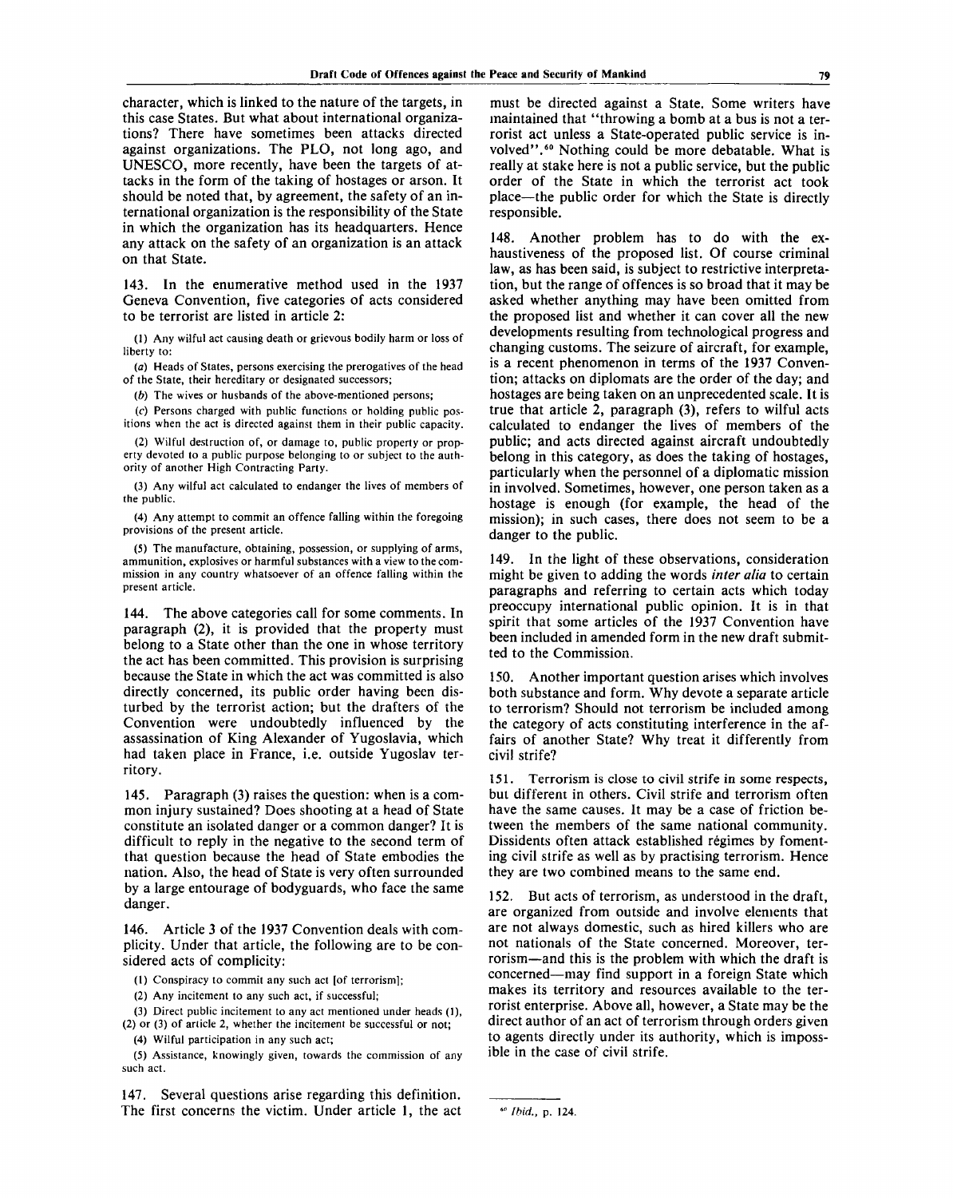character, which is linked to the nature of the targets, in this case States. But what about international organizations? There have sometimes been attacks directed against organizations. The PLO, not long ago, and UNESCO, more recently, have been the targets of attacks in the form of the taking of hostages or arson. It should be noted that, by agreement, the safety of an international organization is the responsibility of the State in which the organization has its headquarters. Hence any attack on the safety of an organization is an attack on that State.

143. In the enumerative method used in the 1937 Geneva Convention, five categories of acts considered to be terrorist are listed in article 2:

(1) Any wilful act causing death or grievous bodily harm or loss of liberty to:

(*a*) Heads of States, persons exercising the prerogatives of the head of the State, their hereditary or designated successors;

(*b*) The wives or husbands of the above-mentioned persons;

(*c*) Persons charged with public functions or holding public positions when the act is directed against them in their public capacity.

(2) Wilful destruction of, or damage to, public property or property devoted to a public purpose belonging to or subject to the authority of another High Contracting Party.

(3) Any wilful act calculated to endanger the lives of members of the public.

(4) Any attempt to commit an offence falling within the foregoing provisions of the present article.

(5) The manufacture, obtaining, possession, or supplying of arms, ammunition, explosives or harmful substances with a view to the commission in any country whatsoever of an offence falling within the present article.

144. The above categories call for some comments. In paragraph (2), it is provided that the property must belong to a State other than the one in whose territory the act has been committed. This provision is surprising because the State in which the act was committed is also directly concerned, its public order having been disturbed by the terrorist action; but the drafters of the Convention were undoubtedly influenced by the assassination of King Alexander of Yugoslavia, which had taken place in France, i.e. outside Yugoslav territory.

145. Paragraph (3) raises the question: when is a common injury sustained? Does shooting at a head of State constitute an isolated danger or a common danger? It is difficult to reply in the negative to the second term of that question because the head of State embodies the nation. Also, the head of State is very often surrounded by a large entourage of bodyguards, who face the same danger.

146. Article 3 of the 1937 Convention deals with complicity. Under that article, the following are to be considered acts of complicity:

(1) Conspiracy to commit any such act [of terrorism];

(2) Any incitement to any such act, if successful;

(3) Direct public incitement to any act mentioned under heads (1), (2) or (3) of article 2, whether the incitement be successful or not;

(4) Wilful participation in any such act;

(5) Assistance, knowingly given, towards the commission of any such act.

147. Several questions arise regarding this definition. The first concerns the victim. Under article 1, the act must be directed against a State. Some writers have maintained that "throwing a bomb at a bus is not a terrorist act unless a State-operated public service is involved".[60] Nothing could be more debatable. What is really at stake here is not a public service, but the public order of the State in which the terrorist act took place—the public order for which the State is directly responsible.

148. Another problem has to do with the exhaustiveness of the proposed list. Of course criminal law, as has been said, is subject to restrictive interpretation, but the range of offences is so broad that it may be asked whether anything may have been omitted from the proposed list and whether it can cover all the new developments resulting from technological progress and changing customs. The seizure of aircraft, for example, is a recent phenomenon in terms of the 1937 Convention; attacks on diplomats are the order of the day; and hostages are being taken on an unprecedented scale. It is true that article 2, paragraph (3), refers to wilful acts calculated to endanger the lives of members of the public; and acts directed against aircraft undoubtedly belong in this category, as does the taking of hostages, particularly when the personnel of a diplomatic mission in involved. Sometimes, however, one person taken as a hostage is enough (for example, the head of the mission); in such cases, there does not seem to be a danger to the public.

149. In the light of these observations, consideration might be given to adding the words *inter alia* to certain paragraphs and referring to certain acts which today preoccupy international public opinion. It is in that spirit that some articles of the 1937 Convention have been included in amended form in the new draft submitted to the Commission.

150. Another important question arises which involves both substance and form. Why devote a separate article to terrorism? Should not terrorism be included among the category of acts constituting interference in the affairs of another State? Why treat it differently from civil strife?

151. Terrorism is close to civil strife in some respects, but different in others. Civil strife and terrorism often have the same causes. It may be a case of friction between the members of the same national community. Dissidents often attack established régimes by fomenting civil strife as well as by practising terrorism. Hence they are two combined means to the same end.

152. But acts of terrorism, as understood in the draft, are organized from outside and involve elements that are not always domestic, such as hired killers who are not nationals of the State concerned. Moreover, terrorism—and this is the problem with which the draft is concerned—may find support in a foreign State which makes its territory and resources available to the terrorist enterprise. Above all, however, a State may be the direct author of an act of terrorism through orders given to agents directly under its authority, which is impossible in the case of civil strife.

---

[60] *Ibid.*, p. 124.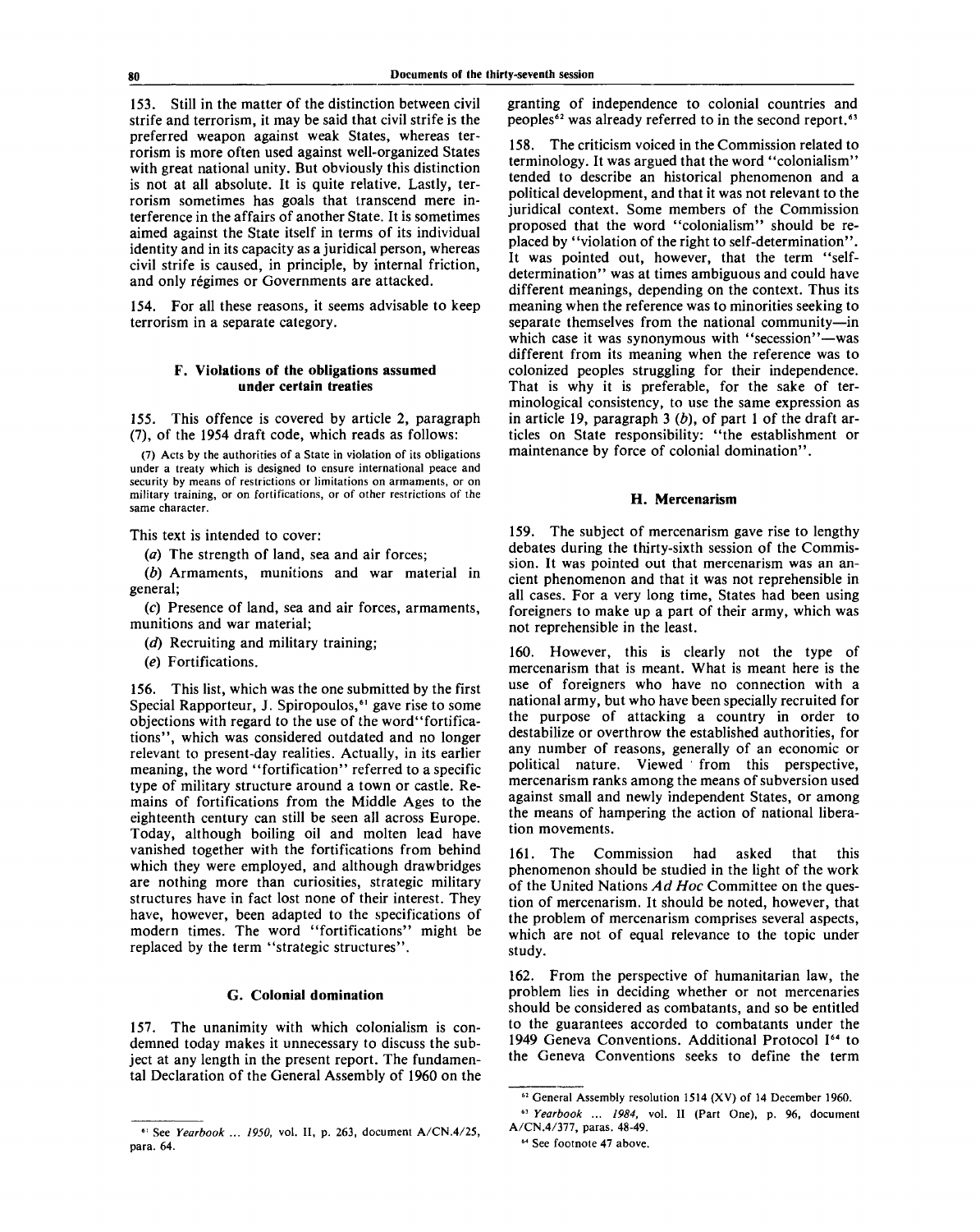153. Still in the matter of the distinction between civil strife and terrorism, it may be said that civil strife is the preferred weapon against weak States, whereas terrorism is more often used against well-organized States with great national unity. But obviously this distinction is not at all absolute. It is quite relative. Lastly, terrorism sometimes has goals that transcend mere interference in the affairs of another State. It is sometimes aimed against the State itself in terms of its individual identity and in its capacity as a juridical person, whereas civil strife is caused, in principle, by internal friction, and only régimes or Governments are attacked.

154. For all these reasons, it seems advisable to keep terrorism in a separate category.

### F. Violations of the obligations assumed under certain treaties

155. This offence is covered by article 2, paragraph (7), of the 1954 draft code, which reads as follows:

(7) Acts by the authorities of a State in violation of its obligations under a treaty which is designed to ensure international peace and security by means of restrictions or limitations on armaments, or on military training, or on fortifications, or of other restrictions of the same character.

This text is intended to cover:

(*a*) The strength of land, sea and air forces;

(*b*) Armaments, munitions and war material in general;

(*c*) Presence of land, sea and air forces, armaments, munitions and war material;

(*d*) Recruiting and military training;

(*e*) Fortifications.

156. This list, which was the one submitted by the first Special Rapporteur, J. Spiropoulos,[61] gave rise to some objections with regard to the use of the word "fortifications", which was considered outdated and no longer relevant to present-day realities. Actually, in its earlier meaning, the word "fortification" referred to a specific type of military structure around a town or castle. Remains of fortifications from the Middle Ages to the eighteenth century can still be seen all across Europe. Today, although boiling oil and molten lead have vanished together with the fortifications from behind which they were employed, and although drawbridges are nothing more than curiosities, strategic military structures have in fact lost none of their interest. They have, however, been adapted to the specifications of modern times. The word "fortifications" might be replaced by the term "strategic structures".

### G. Colonial domination

157. The unanimity with which colonialism is condemned today makes it unnecessary to discuss the subject at any length in the present report. The fundamental Declaration of the General Assembly of 1960 on the granting of independence to colonial countries and peoples[62] was already referred to in the second report.[63]

158. The criticism voiced in the Commission related to terminology. It was argued that the word "colonialism" tended to describe an historical phenomenon and a political development, and that it was not relevant to the juridical context. Some members of the Commission proposed that the word "colonialism" should be replaced by "violation of the right to self-determination". It was pointed out, however, that the term "self-determination" was at times ambiguous and could have different meanings, depending on the context. Thus its meaning when the reference was to minorities seeking to separate themselves from the national community—in which case it was synonymous with "secession"—was different from its meaning when the reference was to colonized peoples struggling for their independence. That is why it is preferable, for the sake of terminological consistency, to use the same expression as in article 19, paragraph 3 (*b*), of part 1 of the draft articles on State responsibility: "the establishment or maintenance by force of colonial domination".

### H. Mercenarism

159. The subject of mercenarism gave rise to lengthy debates during the thirty-sixth session of the Commission. It was pointed out that mercenarism was an ancient phenomenon and that it was not reprehensible in all cases. For a very long time, States had been using foreigners to make up a part of their army, which was not reprehensible in the least.

160. However, this is clearly not the type of mercenarism that is meant. What is meant here is the use of foreigners who have no connection with a national army, but who have been specially recruited for the purpose of attacking a country in order to destabilize or overthrow the established authorities, for any number of reasons, generally of an economic or political nature. Viewed from this perspective, mercenarism ranks among the means of subversion used against small and newly independent States, or among the means of hampering the action of national liberation movements.

161. The Commission had asked that this phenomenon should be studied in the light of the work of the United Nations *Ad Hoc* Committee on the question of mercenarism. It should be noted, however, that the problem of mercenarism comprises several aspects, which are not of equal relevance to the topic under study.

162. From the perspective of humanitarian law, the problem lies in deciding whether or not mercenaries should be considered as combatants, and so be entitled to the guarantees accorded to combatants under the 1949 Geneva Conventions. Additional Protocol I[64] to the Geneva Conventions seeks to define the term

---

[61] See *Yearbook ... 1950*, vol. II, p. 263, document A/CN.4/25, para. 64.

[62] General Assembly resolution 1514 (XV) of 14 December 1960.

[63] *Yearbook ... 1984*, vol. II (Part One), p. 96, document A/CN.4/377, paras. 48-49.

[64] See footnote 47 above.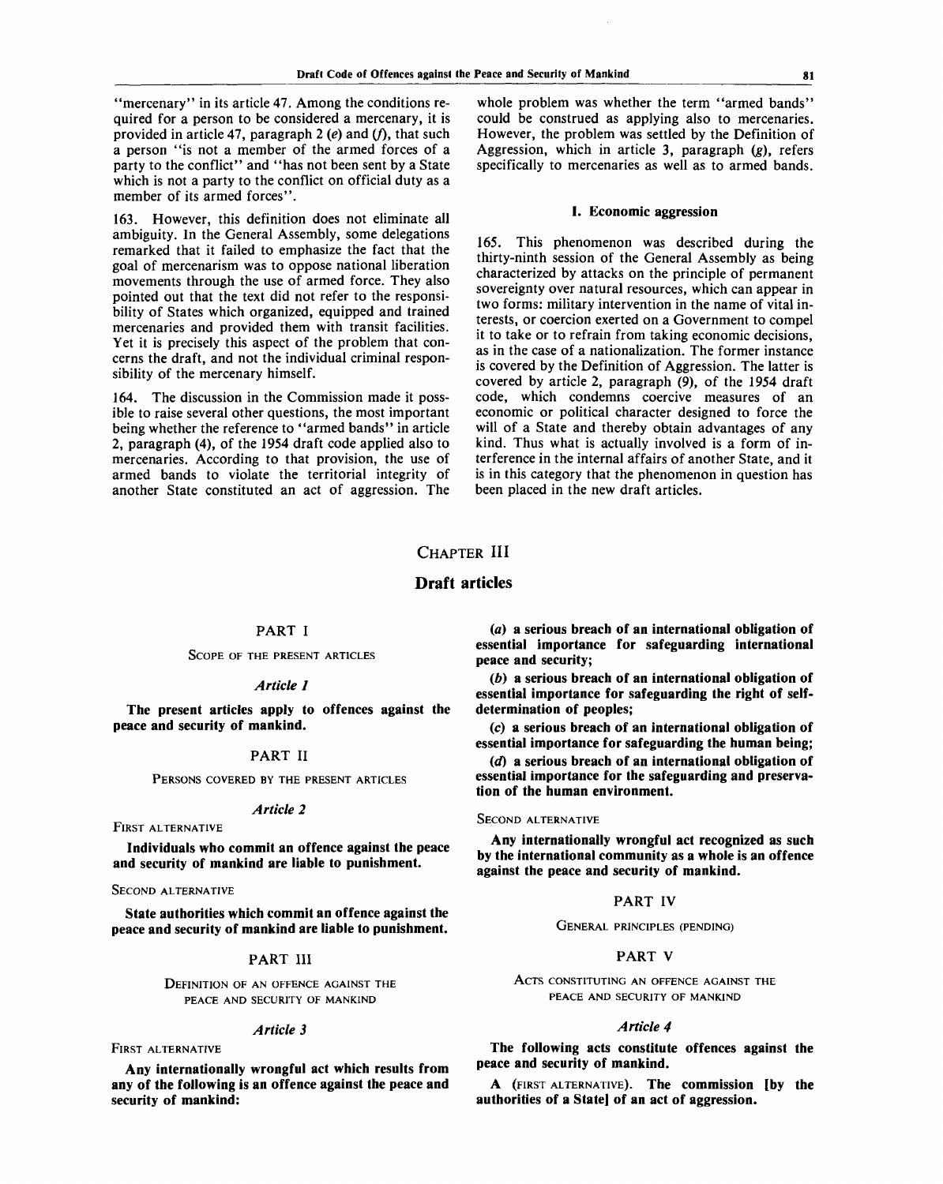"mercenary" in its article 47. Among the conditions required for a person to be considered a mercenary, it is provided in article 47, paragraph 2 (*e*) and (*f*), that such a person "is not a member of the armed forces of a party to the conflict" and "has not been sent by a State which is not a party to the conflict on official duty as a member of its armed forces".

163. However, this definition does not eliminate all ambiguity. In the General Assembly, some delegations remarked that it failed to emphasize the fact that the goal of mercenarism was to oppose national liberation movements through the use of armed force. They also pointed out that the text did not refer to the responsibility of States which organized, equipped and trained mercenaries and provided them with transit facilities. Yet it is precisely this aspect of the problem that concerns the draft, and not the individual criminal responsibility of the mercenary himself.

164. The discussion in the Commission made it possible to raise several other questions, the most important being whether the reference to "armed bands" in article 2, paragraph (4), of the 1954 draft code applied also to mercenaries. According to that provision, the use of armed bands to violate the territorial integrity of another State constituted an act of aggression. The whole problem was whether the term "armed bands" could be construed as applying also to mercenaries. However, the problem was settled by the Definition of Aggression, which in article 3, paragraph (*g*), refers specifically to mercenaries as well as to armed bands.

### I. Economic aggression

165. This phenomenon was described during the thirty-ninth session of the General Assembly as being characterized by attacks on the principle of permanent sovereignty over natural resources, which can appear in two forms: military intervention in the name of vital interests, or coercion exerted on a Government to compel it to take or to refrain from taking economic decisions, as in the case of a nationalization. The former instance is covered by the Definition of Aggression. The latter is covered by article 2, paragraph (9), of the 1954 draft code, which condemns coercive measures of an economic or political character designed to force the will of a State and thereby obtain advantages of any kind. Thus what is actually involved is a form of interference in the internal affairs of another State, and it is in this category that the phenomenon in question has been placed in the new draft articles.

# CHAPTER III

# Draft articles

## PART I

SCOPE OF THE PRESENT ARTICLES

*Article 1*

**The present articles apply to offences against the peace and security of mankind.**

## PART II

PERSONS COVERED BY THE PRESENT ARTICLES

*Article 2*

FIRST ALTERNATIVE

**Individuals who commit an offence against the peace and security of mankind are liable to punishment.**

SECOND ALTERNATIVE

**State authorities which commit an offence against the peace and security of mankind are liable to punishment.**

## PART III

DEFINITION OF AN OFFENCE AGAINST THE PEACE AND SECURITY OF MANKIND

*Article 3*

FIRST ALTERNATIVE

**Any internationally wrongful act which results from any of the following is an offence against the peace and security of mankind:**

**(*a*) a serious breach of an international obligation of essential importance for safeguarding international peace and security;**

**(*b*) a serious breach of an international obligation of essential importance for safeguarding the right of self-determination of peoples;**

**(*c*) a serious breach of an international obligation of essential importance for safeguarding the human being;**

**(*d*) a serious breach of an international obligation of essential importance for the safeguarding and preservation of the human environment.**

SECOND ALTERNATIVE

**Any internationally wrongful act recognized as such by the international community as a whole is an offence against the peace and security of mankind.**

## PART IV

GENERAL PRINCIPLES (PENDING)

## PART V

ACTS CONSTITUTING AN OFFENCE AGAINST THE PEACE AND SECURITY OF MANKIND

*Article 4*

**The following acts constitute offences against the peace and security of mankind.**

**A** (FIRST ALTERNATIVE). **The commission [by the authorities of a State] of an act of aggression.**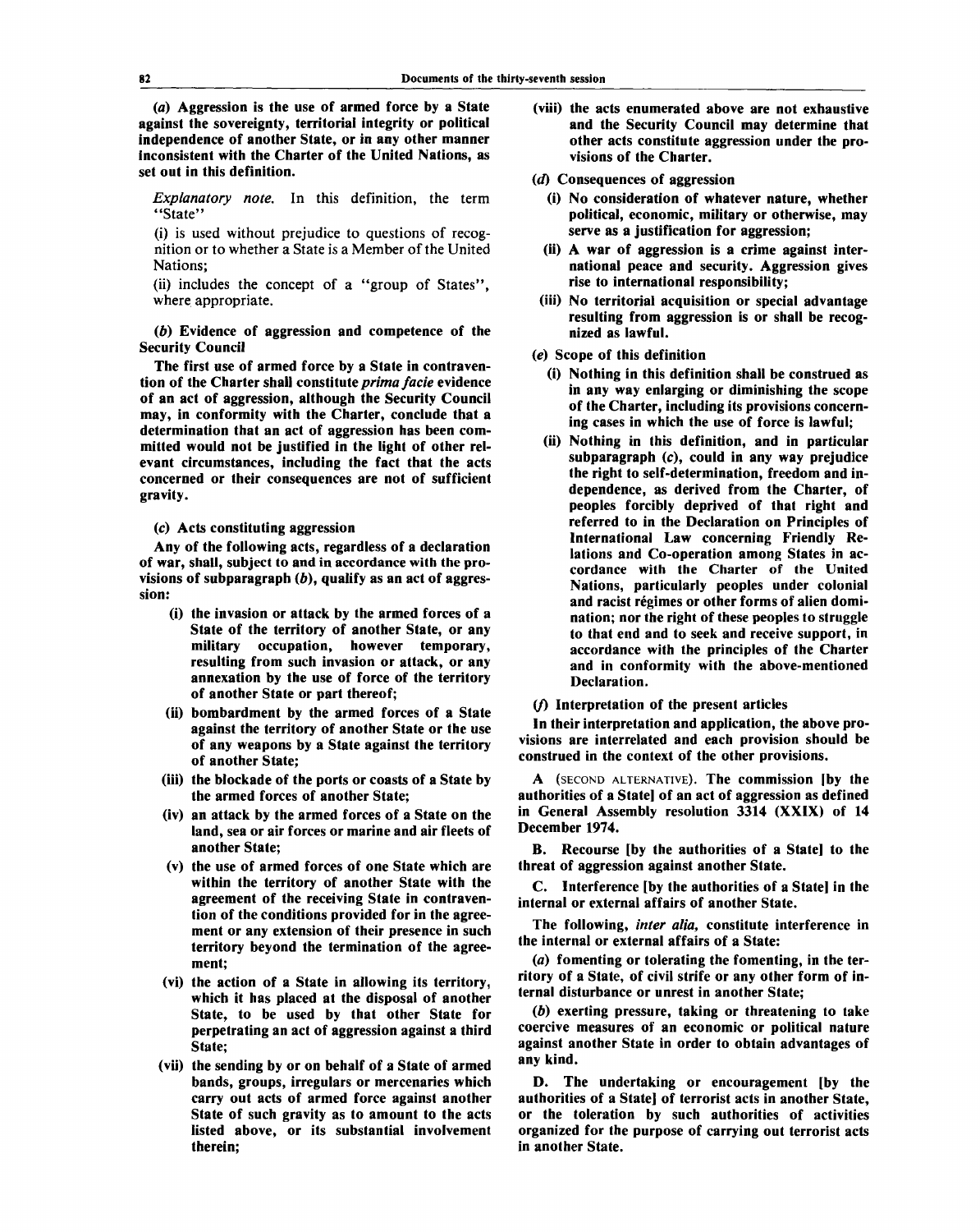**(a) Aggression is the use of armed force by a State against the sovereignty, territorial integrity or political independence of another State, or in any other manner inconsistent with the Charter of the United Nations, as set out in this definition.**

*Explanatory note.* In this definition, the term "State"

(i) is used without prejudice to questions of recognition or to whether a State is a Member of the United Nations;

(ii) includes the concept of a "group of States", where appropriate.

**(b) Evidence of aggression and competence of the Security Council**

**The first use of armed force by a State in contravention of the Charter shall constitute *prima facie* evidence of an act of aggression, although the Security Council may, in conformity with the Charter, conclude that a determination that an act of aggression has been committed would not be justified in the light of other relevant circumstances, including the fact that the acts concerned or their consequences are not of sufficient gravity.**

**(c) Acts constituting aggression**

**Any of the following acts, regardless of a declaration of war, shall, subject to and in accordance with the provisions of subparagraph (b), qualify as an act of aggression:**

- **(i) the invasion or attack by the armed forces of a State of the territory of another State, or any military occupation, however temporary, resulting from such invasion or attack, or any annexation by the use of force of the territory of another State or part thereof;**
- **(ii) bombardment by the armed forces of a State against the territory of another State or the use of any weapons by a State against the territory of another State;**
- **(iii) the blockade of the ports or coasts of a State by the armed forces of another State;**
- **(iv) an attack by the armed forces of a State on the land, sea or air forces or marine and air fleets of another State;**
- **(v) the use of armed forces of one State which are within the territory of another State with the agreement of the receiving State in contravention of the conditions provided for in the agreement or any extension of their presence in such territory beyond the termination of the agreement;**
- **(vi) the action of a State in allowing its territory, which it has placed at the disposal of another State, to be used by that other State for perpetrating an act of aggression against a third State;**
- **(vii) the sending by or on behalf of a State of armed bands, groups, irregulars or mercenaries which carry out acts of armed force against another State of such gravity as to amount to the acts listed above, or its substantial involvement therein;**
- **(viii) the acts enumerated above are not exhaustive and the Security Council may determine that other acts constitute aggression under the provisions of the Charter.**

**(d) Consequences of aggression**

- **(i) No consideration of whatever nature, whether political, economic, military or otherwise, may serve as a justification for aggression;**
- **(ii) A war of aggression is a crime against international peace and security. Aggression gives rise to international responsibility;**
- **(iii) No territorial acquisition or special advantage resulting from aggression is or shall be recognized as lawful.**

**(e) Scope of this definition**

- **(i) Nothing in this definition shall be construed as in any way enlarging or diminishing the scope of the Charter, including its provisions concerning cases in which the use of force is lawful;**
- **(ii) Nothing in this definition, and in particular subparagraph (c), could in any way prejudice the right to self-determination, freedom and independence, as derived from the Charter, of peoples forcibly deprived of that right and referred to in the Declaration on Principles of International Law concerning Friendly Relations and Co-operation among States in accordance with the Charter of the United Nations, particularly peoples under colonial and racist régimes or other forms of alien domination; nor the right of these peoples to struggle to that end and to seek and receive support, in accordance with the principles of the Charter and in conformity with the above-mentioned Declaration.**

**(f) Interpretation of the present articles**

**In their interpretation and application, the above provisions are interrelated and each provision should be construed in the context of the other provisions.**

**A** (SECOND ALTERNATIVE). **The commission [by the authorities of a State] of an act of aggression as defined in General Assembly resolution 3314 (XXIX) of 14 December 1974.**

**B. Recourse [by the authorities of a State] to the threat of aggression against another State.**

**C. Interference [by the authorities of a State] in the internal or external affairs of another State.**

**The following, *inter alia*, constitute interference in the internal or external affairs of a State:**

**(a) fomenting or tolerating the fomenting, in the territory of a State, of civil strife or any other form of internal disturbance or unrest in another State;**

**(b) exerting pressure, taking or threatening to take coercive measures of an economic or political nature against another State in order to obtain advantages of any kind.**

**D. The undertaking or encouragement [by the authorities of a State] of terrorist acts in another State, or the toleration by such authorities of activities organized for the purpose of carrying out terrorist acts in another State.**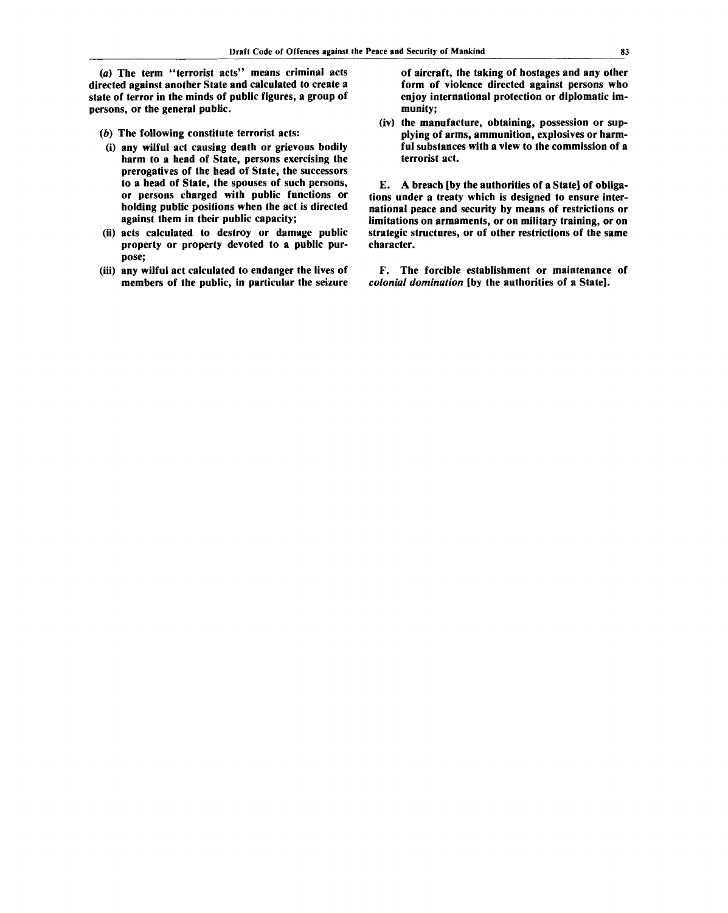**(*a*) The term "terrorist acts" means criminal acts directed against another State and calculated to create a state of terror in the minds of public figures, a group of persons, or the general public.**

**(*b*) The following constitute terrorist acts:**

**(i) any wilful act causing death or grievous bodily harm to a head of State, persons exercising the prerogatives of the head of State, the successors to a head of State, the spouses of such persons, or persons charged with public functions or holding public positions when the act is directed against them in their public capacity;**

**(ii) acts calculated to destroy or damage public property or property devoted to a public purpose;**

**(iii) any wilful act calculated to endanger the lives of members of the public, in particular the seizure of aircraft, the taking of hostages and any other form of violence directed against persons who enjoy international protection or diplomatic immunity;**

**(iv) the manufacture, obtaining, possession or supplying of arms, ammunition, explosives or harmful substances with a view to the commission of a terrorist act.**

**E. A breach [by the authorities of a State] of obligations under a treaty which is designed to ensure international peace and security by means of restrictions or limitations on armaments, or on military training, or on strategic structures, or of other restrictions of the same character.**

**F. The forcible establishment or maintenance of *colonial domination* [by the authorities of a State].**